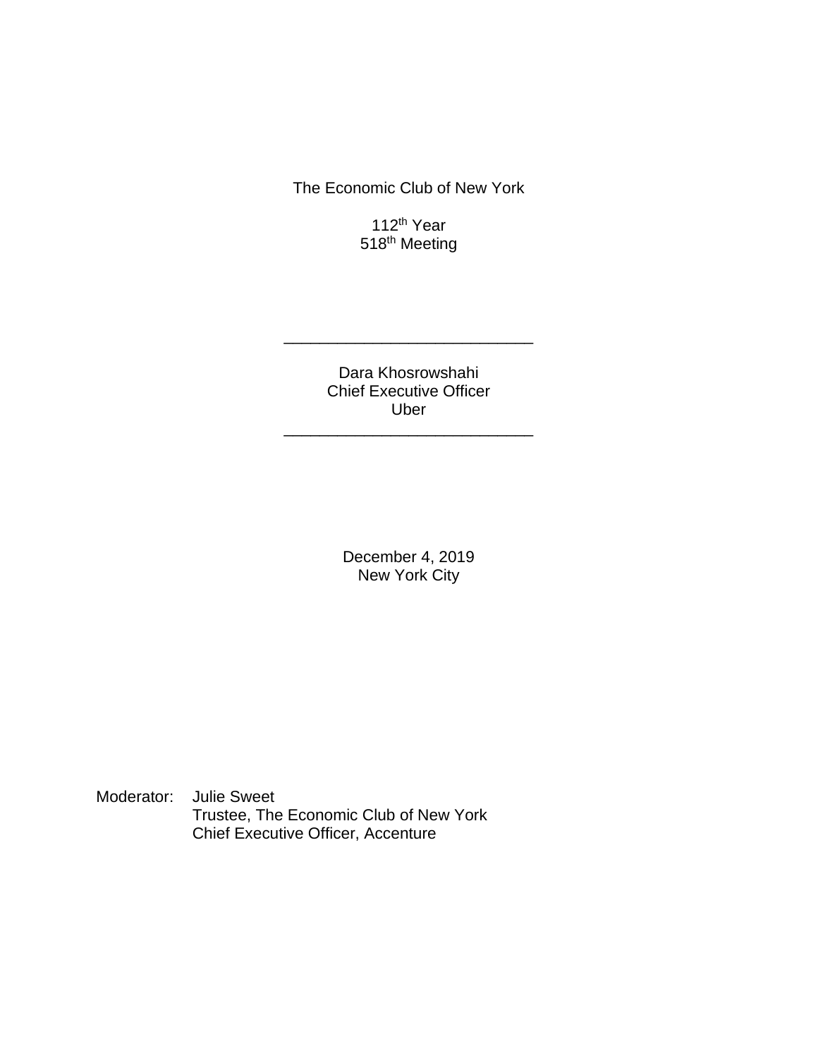The Economic Club of New York

112th Year
518th Meeting

---

Dara Khosrowshahi
Chief Executive Officer
Uber

---

December 4, 2019
New York City

Moderator: Julie Sweet
Trustee, The Economic Club of New York
Chief Executive Officer, Accenture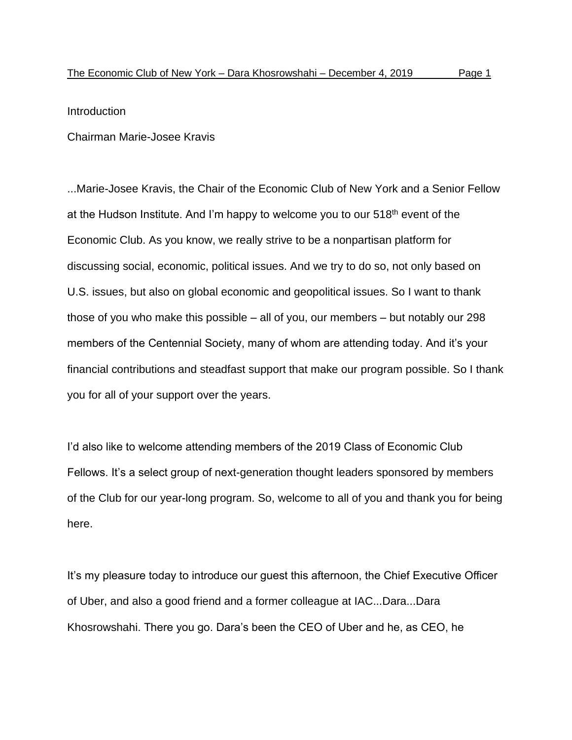Introduction

Chairman Marie-Josee Kravis

...Marie-Josee Kravis, the Chair of the Economic Club of New York and a Senior Fellow at the Hudson Institute. And I'm happy to welcome you to our 518th event of the Economic Club. As you know, we really strive to be a nonpartisan platform for discussing social, economic, political issues. And we try to do so, not only based on U.S. issues, but also on global economic and geopolitical issues. So I want to thank those of you who make this possible – all of you, our members – but notably our 298 members of the Centennial Society, many of whom are attending today. And it's your financial contributions and steadfast support that make our program possible. So I thank you for all of your support over the years.

I'd also like to welcome attending members of the 2019 Class of Economic Club Fellows. It's a select group of next-generation thought leaders sponsored by members of the Club for our year-long program. So, welcome to all of you and thank you for being here.

It's my pleasure today to introduce our guest this afternoon, the Chief Executive Officer of Uber, and also a good friend and a former colleague at IAC...Dara...Dara Khosrowshahi. There you go. Dara's been the CEO of Uber and he, as CEO, he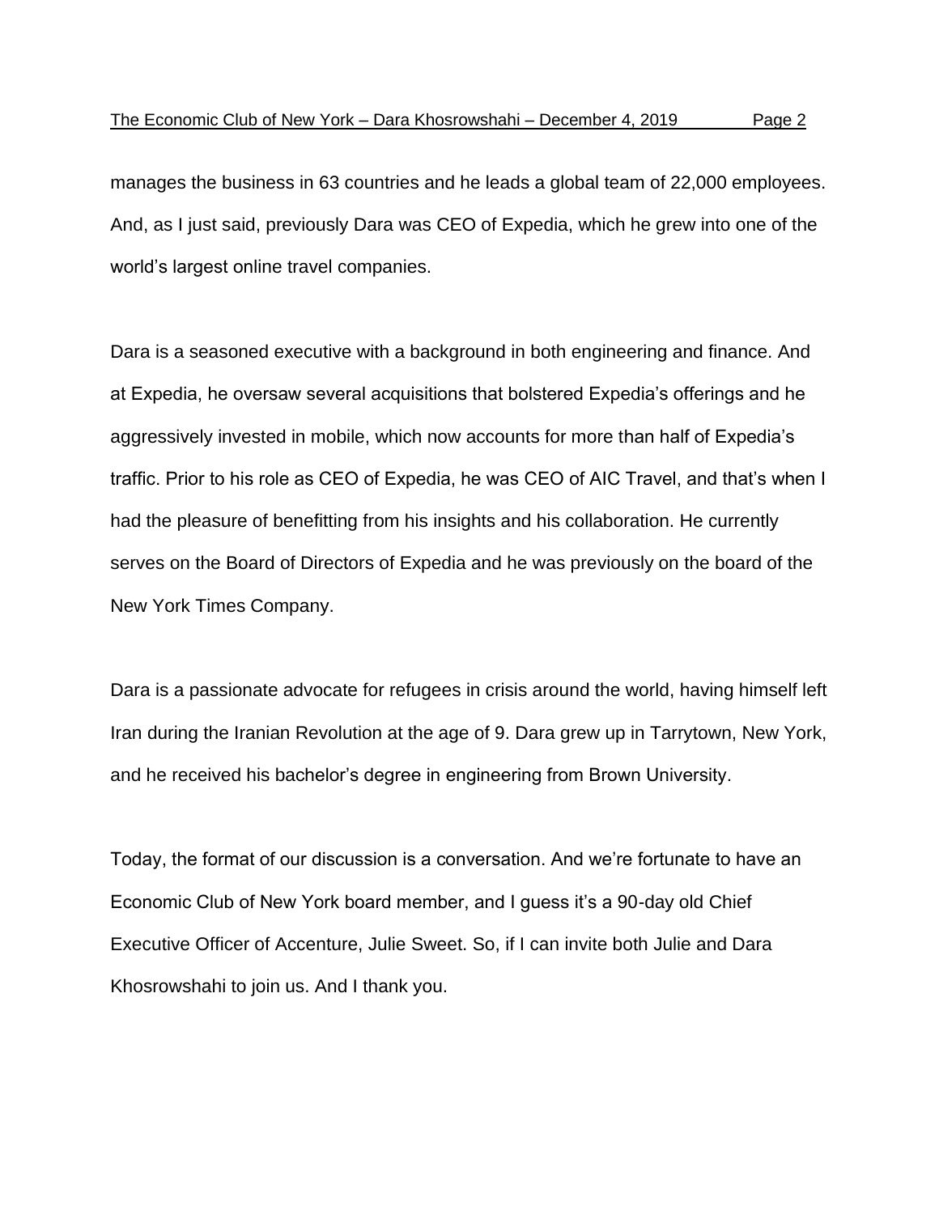manages the business in 63 countries and he leads a global team of 22,000 employees. And, as I just said, previously Dara was CEO of Expedia, which he grew into one of the world's largest online travel companies.

Dara is a seasoned executive with a background in both engineering and finance. And at Expedia, he oversaw several acquisitions that bolstered Expedia's offerings and he aggressively invested in mobile, which now accounts for more than half of Expedia's traffic. Prior to his role as CEO of Expedia, he was CEO of AIC Travel, and that's when I had the pleasure of benefitting from his insights and his collaboration. He currently serves on the Board of Directors of Expedia and he was previously on the board of the New York Times Company.

Dara is a passionate advocate for refugees in crisis around the world, having himself left Iran during the Iranian Revolution at the age of 9. Dara grew up in Tarrytown, New York, and he received his bachelor's degree in engineering from Brown University.

Today, the format of our discussion is a conversation. And we're fortunate to have an Economic Club of New York board member, and I guess it's a 90-day old Chief Executive Officer of Accenture, Julie Sweet. So, if I can invite both Julie and Dara Khosrowshahi to join us. And I thank you.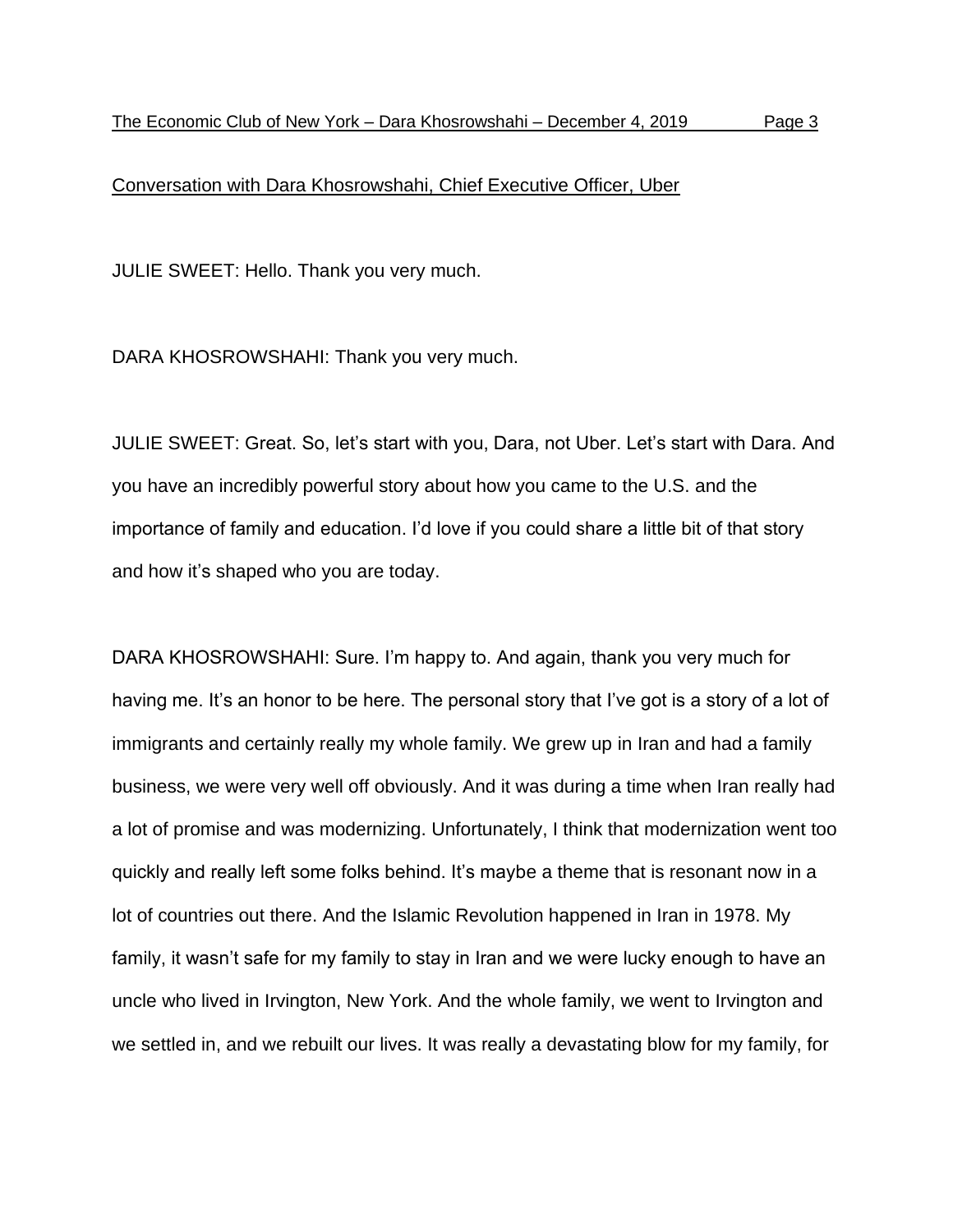Conversation with Dara Khosrowshahi, Chief Executive Officer, Uber

JULIE SWEET: Hello. Thank you very much.

DARA KHOSROWSHAHI: Thank you very much.

JULIE SWEET: Great. So, let's start with you, Dara, not Uber. Let's start with Dara. And you have an incredibly powerful story about how you came to the U.S. and the importance of family and education. I'd love if you could share a little bit of that story and how it's shaped who you are today.

DARA KHOSROWSHAHI: Sure. I'm happy to. And again, thank you very much for having me. It's an honor to be here. The personal story that I've got is a story of a lot of immigrants and certainly really my whole family. We grew up in Iran and had a family business, we were very well off obviously. And it was during a time when Iran really had a lot of promise and was modernizing. Unfortunately, I think that modernization went too quickly and really left some folks behind. It's maybe a theme that is resonant now in a lot of countries out there. And the Islamic Revolution happened in Iran in 1978. My family, it wasn't safe for my family to stay in Iran and we were lucky enough to have an uncle who lived in Irvington, New York. And the whole family, we went to Irvington and we settled in, and we rebuilt our lives. It was really a devastating blow for my family, for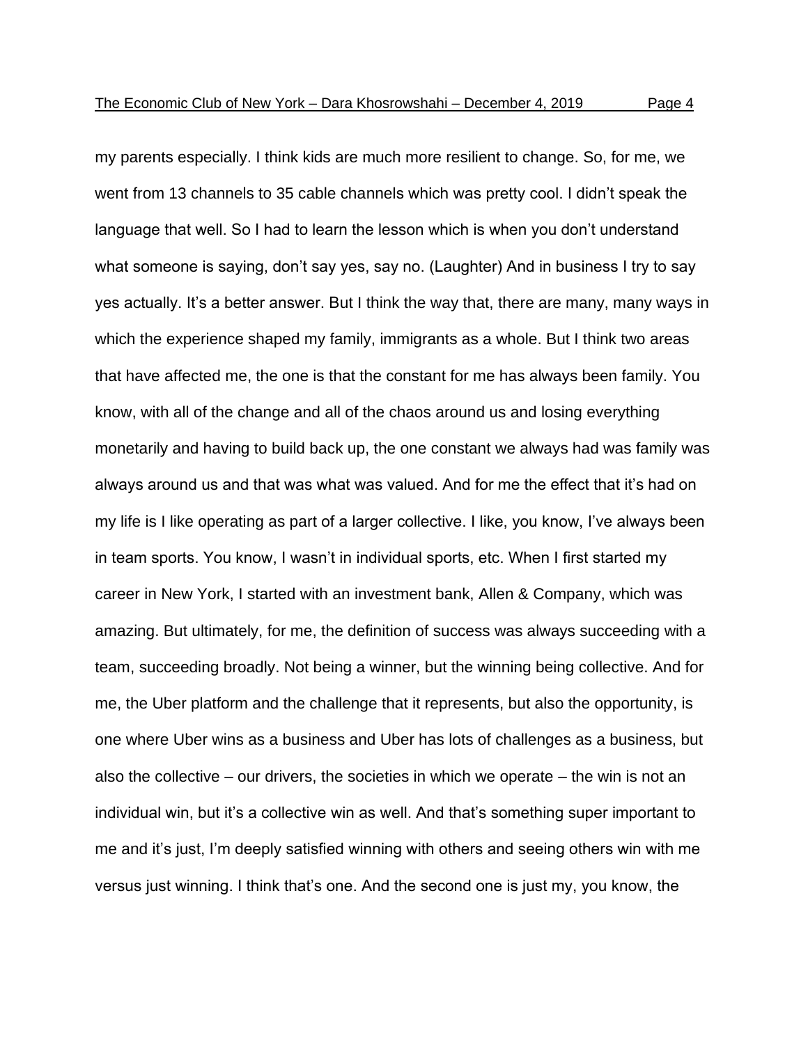my parents especially. I think kids are much more resilient to change. So, for me, we went from 13 channels to 35 cable channels which was pretty cool. I didn't speak the language that well. So I had to learn the lesson which is when you don't understand what someone is saying, don't say yes, say no. (Laughter) And in business I try to say yes actually. It's a better answer. But I think the way that, there are many, many ways in which the experience shaped my family, immigrants as a whole. But I think two areas that have affected me, the one is that the constant for me has always been family. You know, with all of the change and all of the chaos around us and losing everything monetarily and having to build back up, the one constant we always had was family was always around us and that was what was valued. And for me the effect that it's had on my life is I like operating as part of a larger collective. I like, you know, I've always been in team sports. You know, I wasn't in individual sports, etc. When I first started my career in New York, I started with an investment bank, Allen & Company, which was amazing. But ultimately, for me, the definition of success was always succeeding with a team, succeeding broadly. Not being a winner, but the winning being collective. And for me, the Uber platform and the challenge that it represents, but also the opportunity, is one where Uber wins as a business and Uber has lots of challenges as a business, but also the collective – our drivers, the societies in which we operate – the win is not an individual win, but it's a collective win as well. And that's something super important to me and it's just, I'm deeply satisfied winning with others and seeing others win with me versus just winning. I think that's one. And the second one is just my, you know, the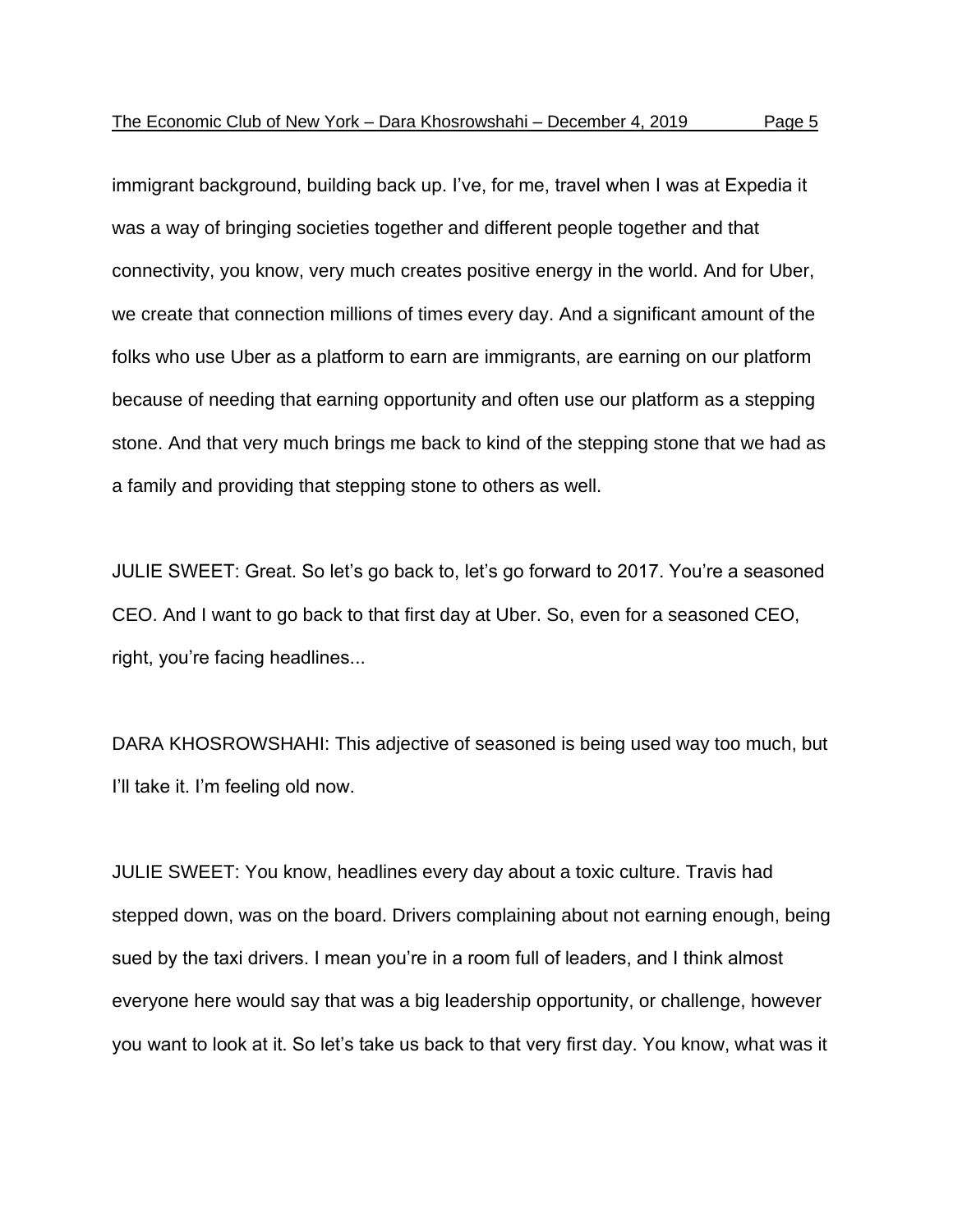immigrant background, building back up. I've, for me, travel when I was at Expedia it was a way of bringing societies together and different people together and that connectivity, you know, very much creates positive energy in the world. And for Uber, we create that connection millions of times every day. And a significant amount of the folks who use Uber as a platform to earn are immigrants, are earning on our platform because of needing that earning opportunity and often use our platform as a stepping stone. And that very much brings me back to kind of the stepping stone that we had as a family and providing that stepping stone to others as well.

JULIE SWEET: Great. So let's go back to, let's go forward to 2017. You're a seasoned CEO. And I want to go back to that first day at Uber. So, even for a seasoned CEO, right, you're facing headlines...

DARA KHOSROWSHAHI: This adjective of seasoned is being used way too much, but I'll take it. I'm feeling old now.

JULIE SWEET: You know, headlines every day about a toxic culture. Travis had stepped down, was on the board. Drivers complaining about not earning enough, being sued by the taxi drivers. I mean you're in a room full of leaders, and I think almost everyone here would say that was a big leadership opportunity, or challenge, however you want to look at it. So let's take us back to that very first day. You know, what was it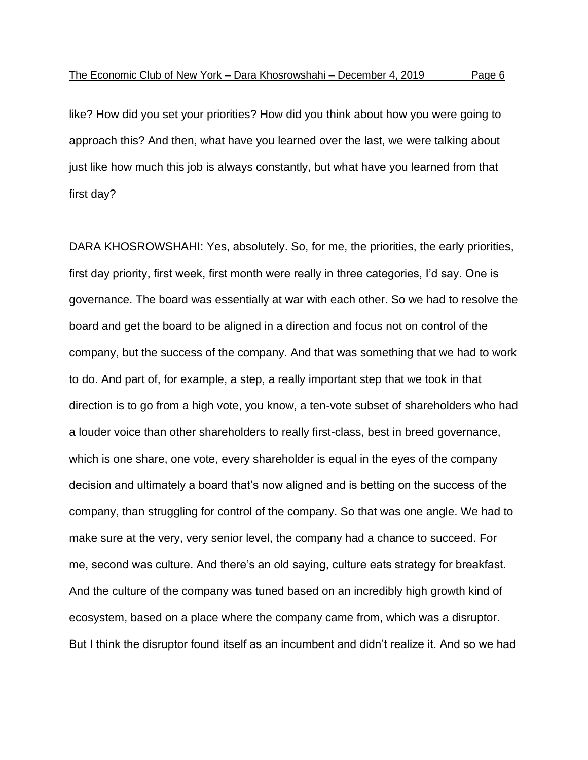like? How did you set your priorities? How did you think about how you were going to approach this? And then, what have you learned over the last, we were talking about just like how much this job is always constantly, but what have you learned from that first day?

DARA KHOSROWSHAHI: Yes, absolutely. So, for me, the priorities, the early priorities, first day priority, first week, first month were really in three categories, I'd say. One is governance. The board was essentially at war with each other. So we had to resolve the board and get the board to be aligned in a direction and focus not on control of the company, but the success of the company. And that was something that we had to work to do. And part of, for example, a step, a really important step that we took in that direction is to go from a high vote, you know, a ten-vote subset of shareholders who had a louder voice than other shareholders to really first-class, best in breed governance, which is one share, one vote, every shareholder is equal in the eyes of the company decision and ultimately a board that's now aligned and is betting on the success of the company, than struggling for control of the company. So that was one angle. We had to make sure at the very, very senior level, the company had a chance to succeed. For me, second was culture. And there's an old saying, culture eats strategy for breakfast. And the culture of the company was tuned based on an incredibly high growth kind of ecosystem, based on a place where the company came from, which was a disruptor. But I think the disruptor found itself as an incumbent and didn't realize it. And so we had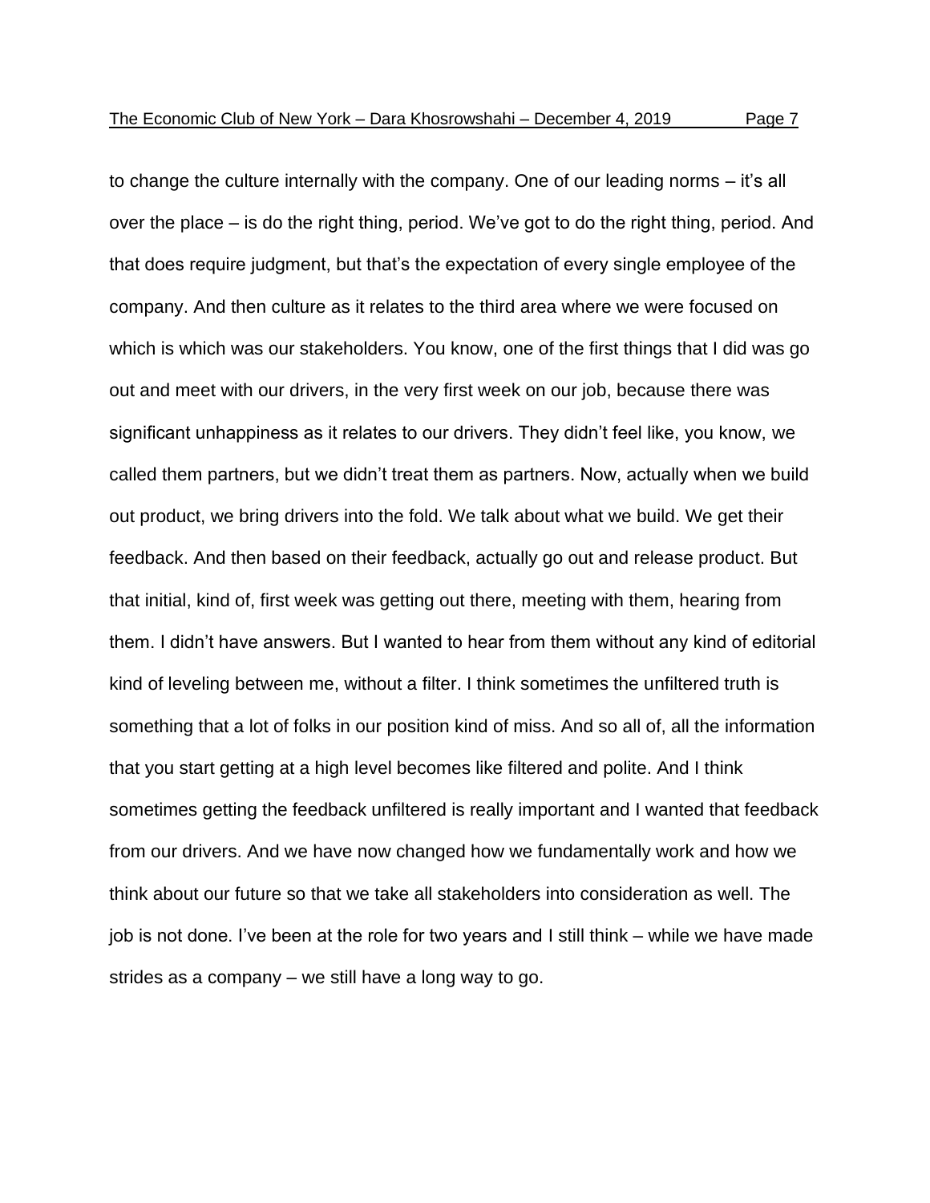to change the culture internally with the company. One of our leading norms – it's all over the place – is do the right thing, period. We've got to do the right thing, period. And that does require judgment, but that's the expectation of every single employee of the company. And then culture as it relates to the third area where we were focused on which is which was our stakeholders. You know, one of the first things that I did was go out and meet with our drivers, in the very first week on our job, because there was significant unhappiness as it relates to our drivers. They didn't feel like, you know, we called them partners, but we didn't treat them as partners. Now, actually when we build out product, we bring drivers into the fold. We talk about what we build. We get their feedback. And then based on their feedback, actually go out and release product. But that initial, kind of, first week was getting out there, meeting with them, hearing from them. I didn't have answers. But I wanted to hear from them without any kind of editorial kind of leveling between me, without a filter. I think sometimes the unfiltered truth is something that a lot of folks in our position kind of miss. And so all of, all the information that you start getting at a high level becomes like filtered and polite. And I think sometimes getting the feedback unfiltered is really important and I wanted that feedback from our drivers. And we have now changed how we fundamentally work and how we think about our future so that we take all stakeholders into consideration as well. The job is not done. I've been at the role for two years and I still think – while we have made strides as a company – we still have a long way to go.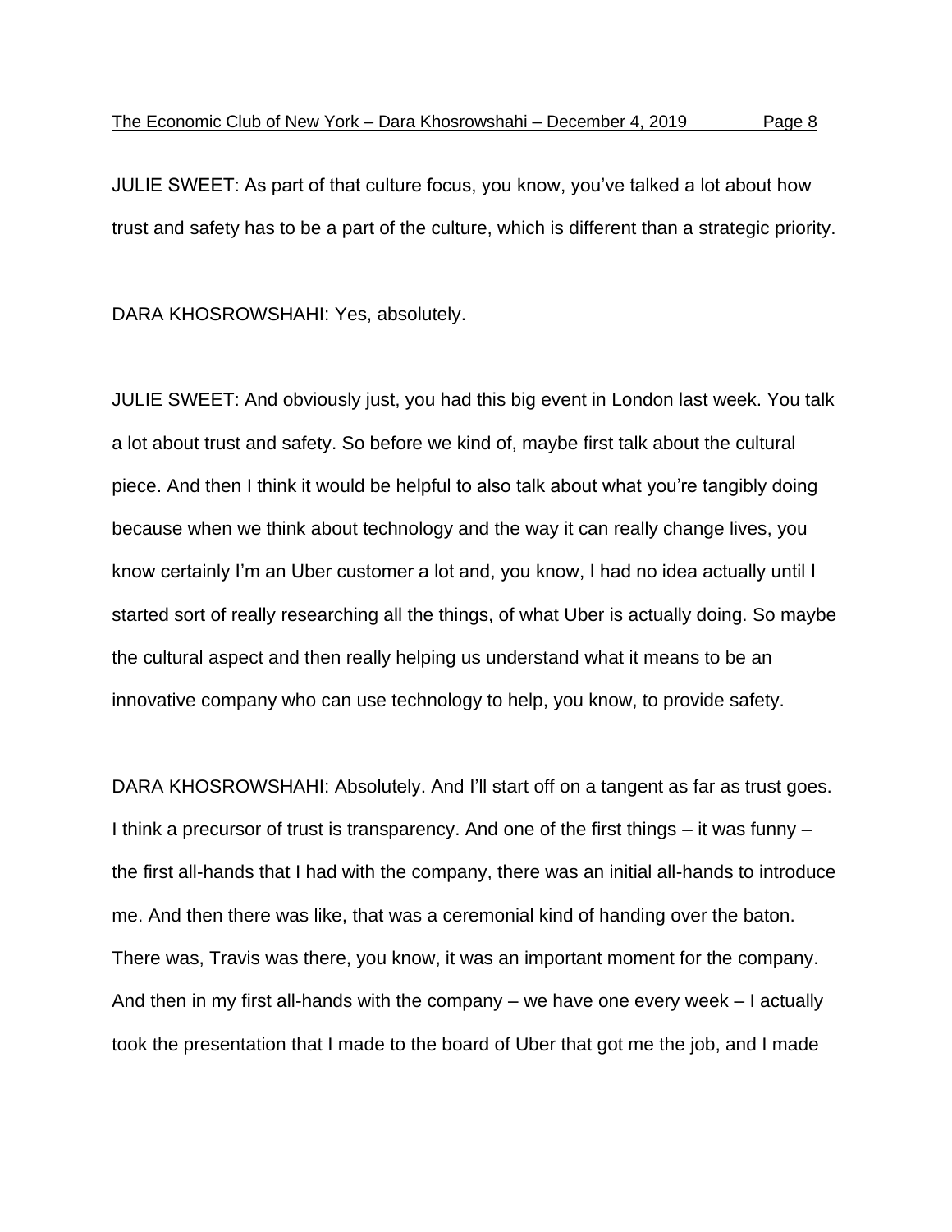JULIE SWEET: As part of that culture focus, you know, you've talked a lot about how trust and safety has to be a part of the culture, which is different than a strategic priority.

DARA KHOSROWSHAHI: Yes, absolutely.

JULIE SWEET: And obviously just, you had this big event in London last week. You talk a lot about trust and safety. So before we kind of, maybe first talk about the cultural piece. And then I think it would be helpful to also talk about what you're tangibly doing because when we think about technology and the way it can really change lives, you know certainly I'm an Uber customer a lot and, you know, I had no idea actually until I started sort of really researching all the things, of what Uber is actually doing. So maybe the cultural aspect and then really helping us understand what it means to be an innovative company who can use technology to help, you know, to provide safety.

DARA KHOSROWSHAHI: Absolutely. And I'll start off on a tangent as far as trust goes. I think a precursor of trust is transparency. And one of the first things – it was funny – the first all-hands that I had with the company, there was an initial all-hands to introduce me. And then there was like, that was a ceremonial kind of handing over the baton. There was, Travis was there, you know, it was an important moment for the company. And then in my first all-hands with the company – we have one every week – I actually took the presentation that I made to the board of Uber that got me the job, and I made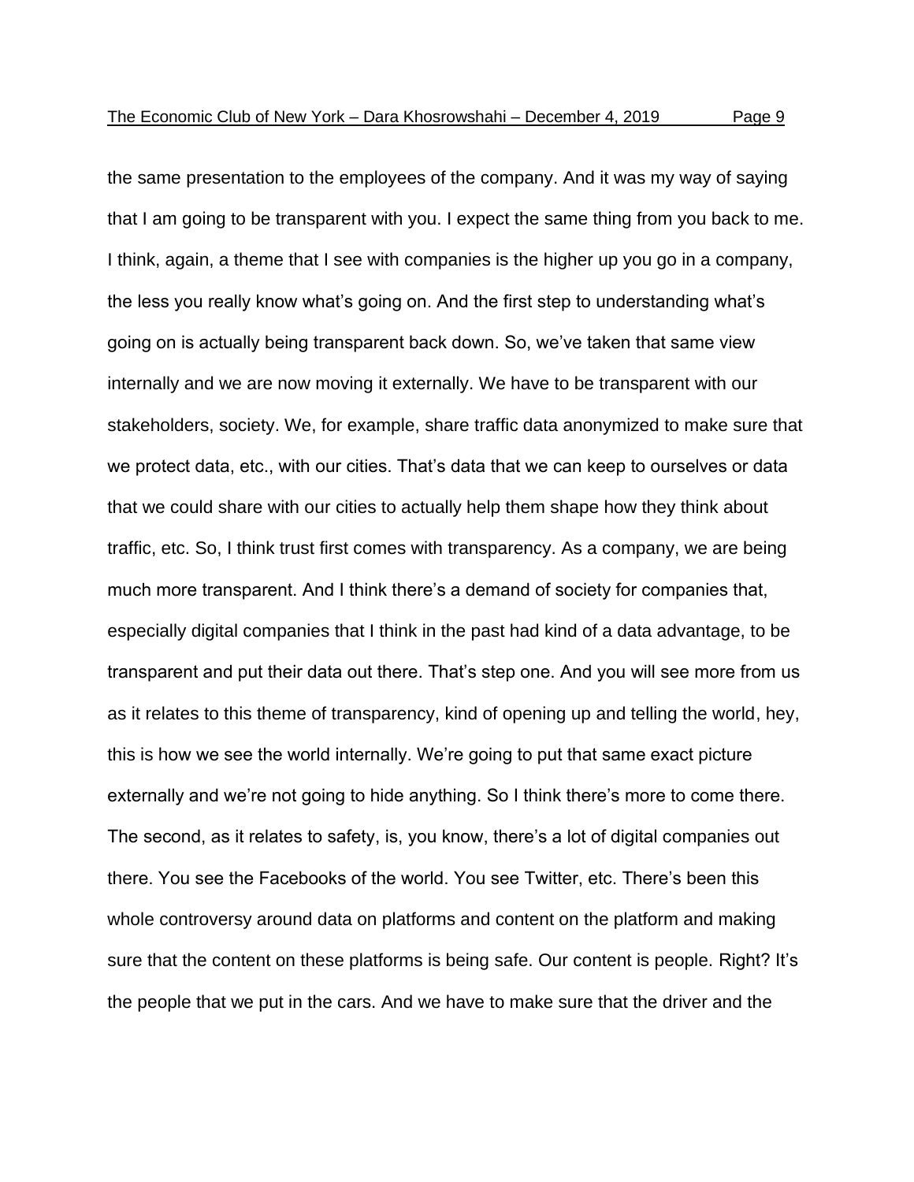the same presentation to the employees of the company. And it was my way of saying that I am going to be transparent with you. I expect the same thing from you back to me. I think, again, a theme that I see with companies is the higher up you go in a company, the less you really know what's going on. And the first step to understanding what's going on is actually being transparent back down. So, we've taken that same view internally and we are now moving it externally. We have to be transparent with our stakeholders, society. We, for example, share traffic data anonymized to make sure that we protect data, etc., with our cities. That's data that we can keep to ourselves or data that we could share with our cities to actually help them shape how they think about traffic, etc. So, I think trust first comes with transparency. As a company, we are being much more transparent. And I think there's a demand of society for companies that, especially digital companies that I think in the past had kind of a data advantage, to be transparent and put their data out there. That's step one. And you will see more from us as it relates to this theme of transparency, kind of opening up and telling the world, hey, this is how we see the world internally. We're going to put that same exact picture externally and we're not going to hide anything. So I think there's more to come there. The second, as it relates to safety, is, you know, there's a lot of digital companies out there. You see the Facebooks of the world. You see Twitter, etc. There's been this whole controversy around data on platforms and content on the platform and making sure that the content on these platforms is being safe. Our content is people. Right? It's the people that we put in the cars. And we have to make sure that the driver and the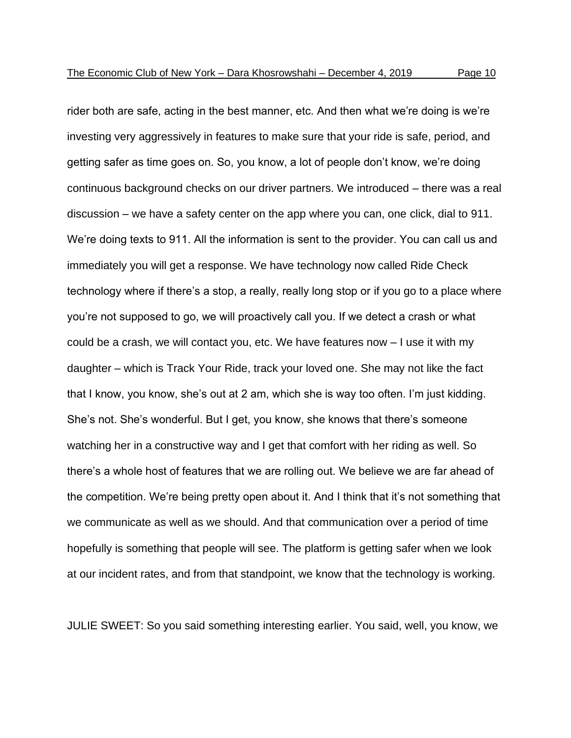rider both are safe, acting in the best manner, etc. And then what we're doing is we're investing very aggressively in features to make sure that your ride is safe, period, and getting safer as time goes on. So, you know, a lot of people don't know, we're doing continuous background checks on our driver partners. We introduced – there was a real discussion – we have a safety center on the app where you can, one click, dial to 911. We're doing texts to 911. All the information is sent to the provider. You can call us and immediately you will get a response. We have technology now called Ride Check technology where if there's a stop, a really, really long stop or if you go to a place where you're not supposed to go, we will proactively call you. If we detect a crash or what could be a crash, we will contact you, etc. We have features now – I use it with my daughter – which is Track Your Ride, track your loved one. She may not like the fact that I know, you know, she's out at 2 am, which she is way too often. I'm just kidding. She's not. She's wonderful. But I get, you know, she knows that there's someone watching her in a constructive way and I get that comfort with her riding as well. So there's a whole host of features that we are rolling out. We believe we are far ahead of the competition. We're being pretty open about it. And I think that it's not something that we communicate as well as we should. And that communication over a period of time hopefully is something that people will see. The platform is getting safer when we look at our incident rates, and from that standpoint, we know that the technology is working.

JULIE SWEET: So you said something interesting earlier. You said, well, you know, we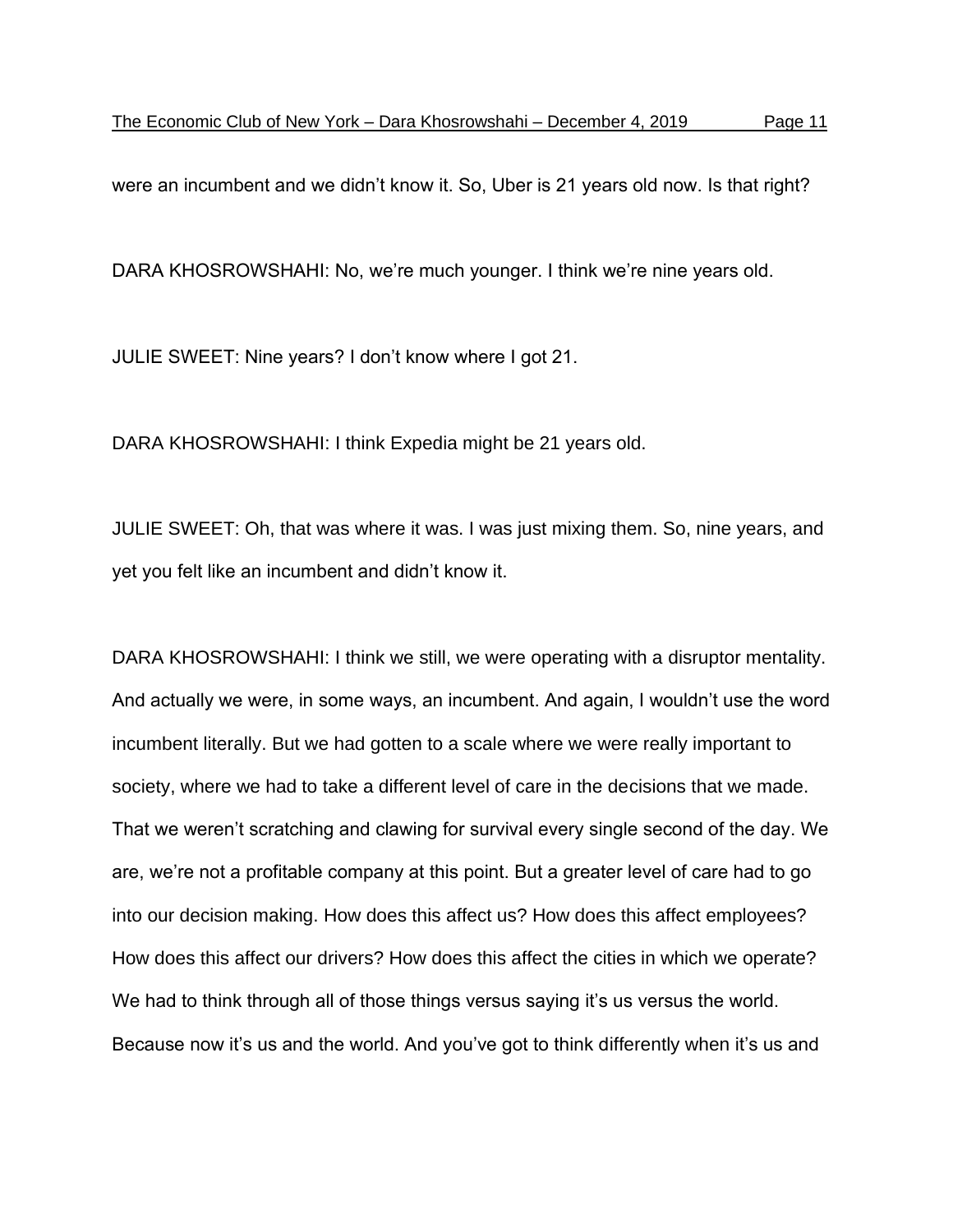were an incumbent and we didn't know it. So, Uber is 21 years old now. Is that right?

DARA KHOSROWSHAHI: No, we're much younger. I think we're nine years old.

JULIE SWEET: Nine years? I don't know where I got 21.

DARA KHOSROWSHAHI: I think Expedia might be 21 years old.

JULIE SWEET: Oh, that was where it was. I was just mixing them. So, nine years, and yet you felt like an incumbent and didn't know it.

DARA KHOSROWSHAHI: I think we still, we were operating with a disruptor mentality. And actually we were, in some ways, an incumbent. And again, I wouldn't use the word incumbent literally. But we had gotten to a scale where we were really important to society, where we had to take a different level of care in the decisions that we made. That we weren't scratching and clawing for survival every single second of the day. We are, we're not a profitable company at this point. But a greater level of care had to go into our decision making. How does this affect us? How does this affect employees? How does this affect our drivers? How does this affect the cities in which we operate? We had to think through all of those things versus saying it's us versus the world. Because now it's us and the world. And you've got to think differently when it's us and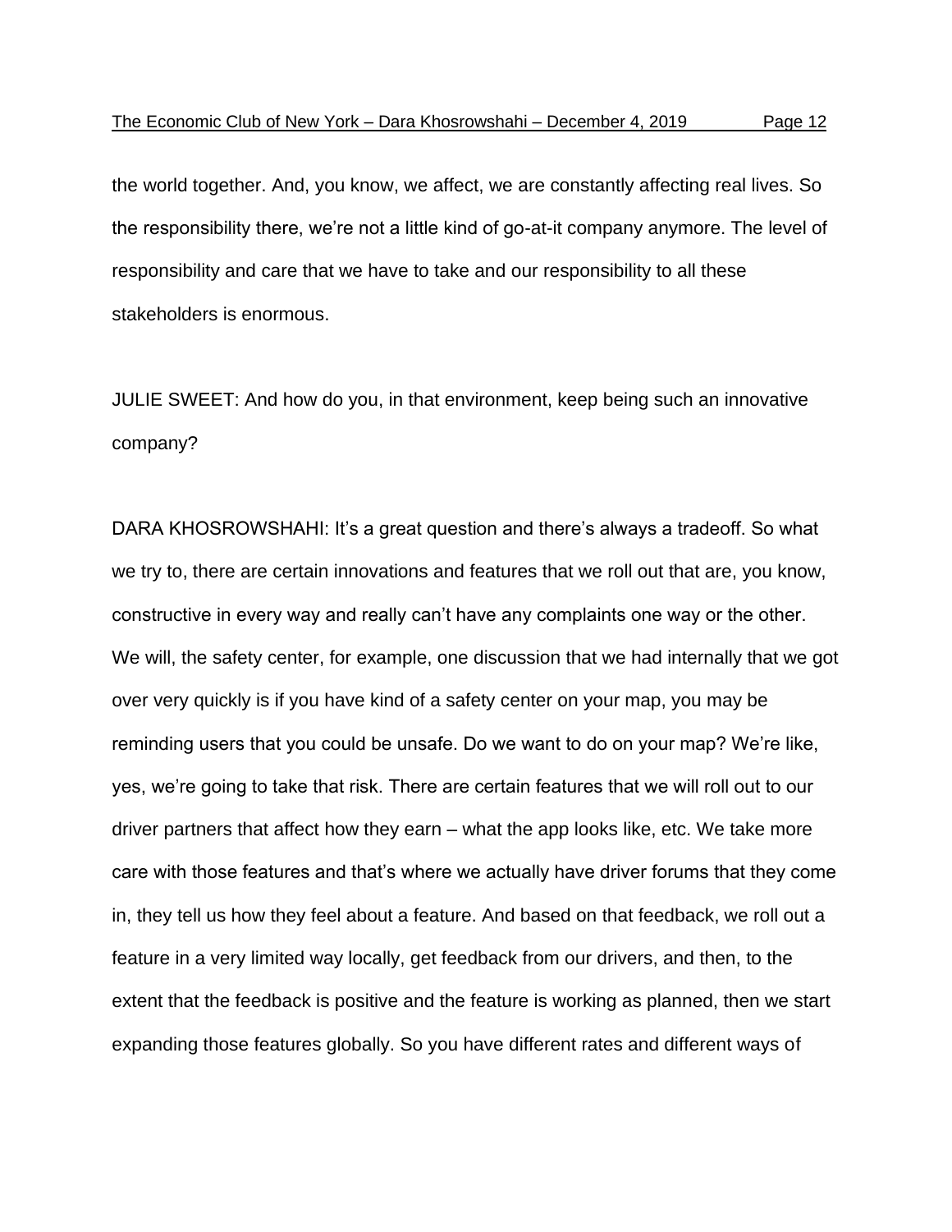the world together. And, you know, we affect, we are constantly affecting real lives. So the responsibility there, we're not a little kind of go-at-it company anymore. The level of responsibility and care that we have to take and our responsibility to all these stakeholders is enormous.

JULIE SWEET: And how do you, in that environment, keep being such an innovative company?

DARA KHOSROWSHAHI: It's a great question and there's always a tradeoff. So what we try to, there are certain innovations and features that we roll out that are, you know, constructive in every way and really can't have any complaints one way or the other. We will, the safety center, for example, one discussion that we had internally that we got over very quickly is if you have kind of a safety center on your map, you may be reminding users that you could be unsafe. Do we want to do on your map? We're like, yes, we're going to take that risk. There are certain features that we will roll out to our driver partners that affect how they earn – what the app looks like, etc. We take more care with those features and that's where we actually have driver forums that they come in, they tell us how they feel about a feature. And based on that feedback, we roll out a feature in a very limited way locally, get feedback from our drivers, and then, to the extent that the feedback is positive and the feature is working as planned, then we start expanding those features globally. So you have different rates and different ways of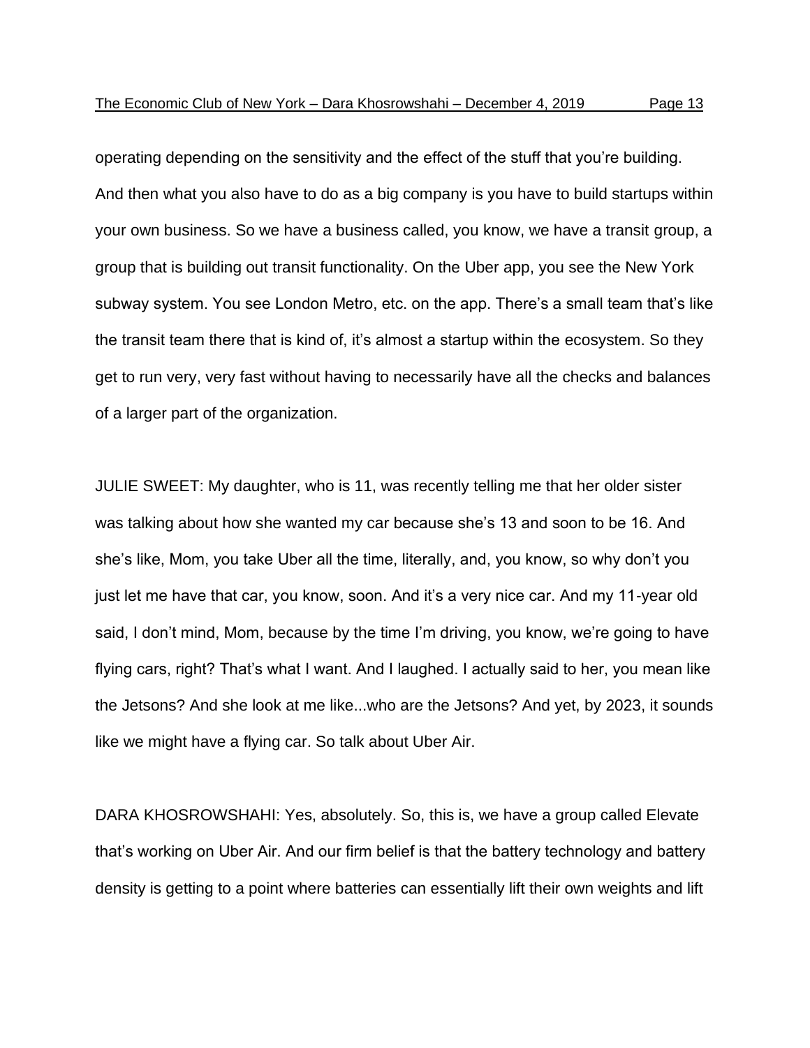operating depending on the sensitivity and the effect of the stuff that you're building. And then what you also have to do as a big company is you have to build startups within your own business. So we have a business called, you know, we have a transit group, a group that is building out transit functionality. On the Uber app, you see the New York subway system. You see London Metro, etc. on the app. There's a small team that's like the transit team there that is kind of, it's almost a startup within the ecosystem. So they get to run very, very fast without having to necessarily have all the checks and balances of a larger part of the organization.

JULIE SWEET: My daughter, who is 11, was recently telling me that her older sister was talking about how she wanted my car because she's 13 and soon to be 16. And she's like, Mom, you take Uber all the time, literally, and, you know, so why don't you just let me have that car, you know, soon. And it's a very nice car. And my 11-year old said, I don't mind, Mom, because by the time I'm driving, you know, we're going to have flying cars, right? That's what I want. And I laughed. I actually said to her, you mean like the Jetsons? And she look at me like...who are the Jetsons? And yet, by 2023, it sounds like we might have a flying car. So talk about Uber Air.

DARA KHOSROWSHAHI: Yes, absolutely. So, this is, we have a group called Elevate that's working on Uber Air. And our firm belief is that the battery technology and battery density is getting to a point where batteries can essentially lift their own weights and lift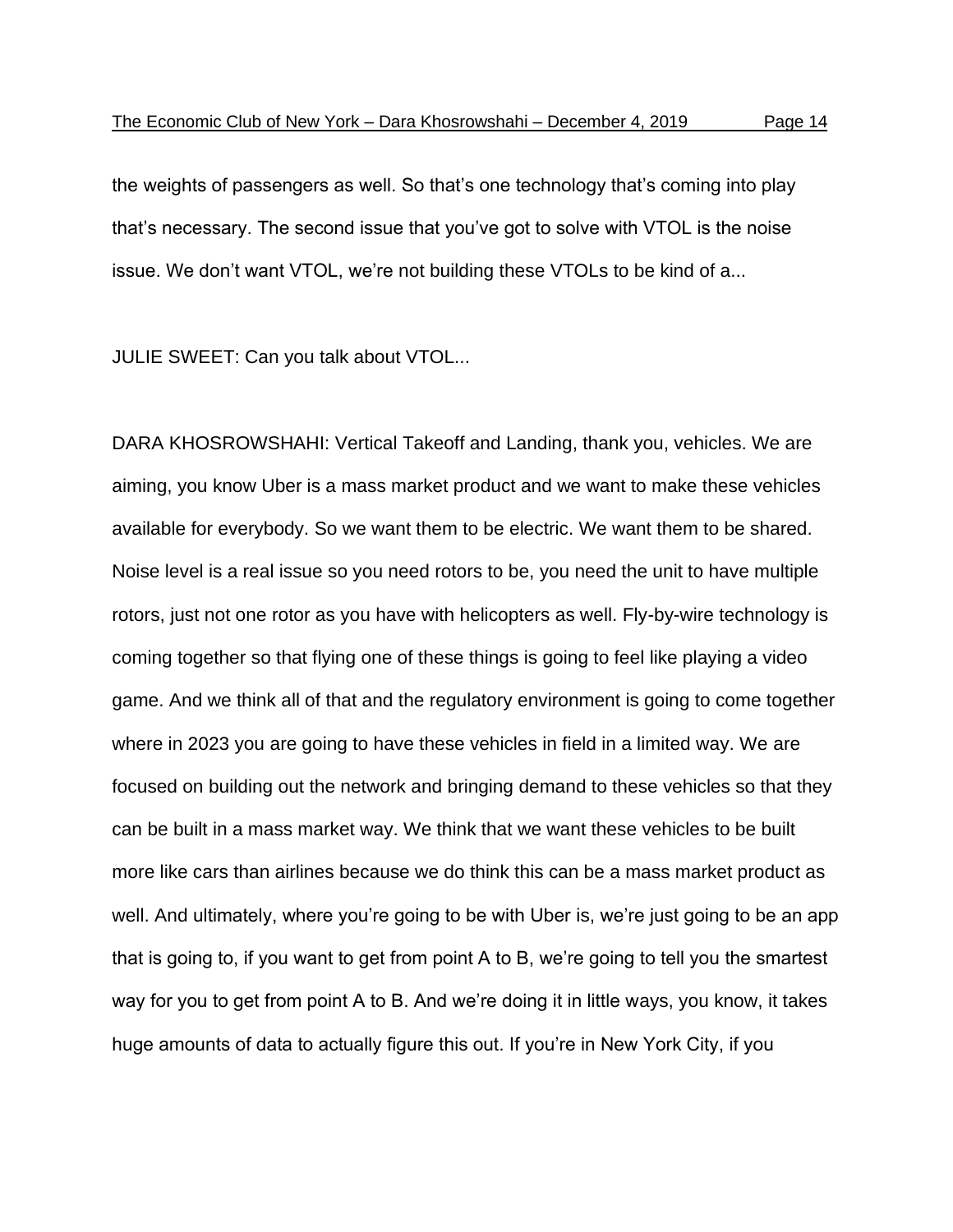the weights of passengers as well. So that's one technology that's coming into play that's necessary. The second issue that you've got to solve with VTOL is the noise issue. We don't want VTOL, we're not building these VTOLs to be kind of a...

JULIE SWEET: Can you talk about VTOL...

DARA KHOSROWSHAHI: Vertical Takeoff and Landing, thank you, vehicles. We are aiming, you know Uber is a mass market product and we want to make these vehicles available for everybody. So we want them to be electric. We want them to be shared. Noise level is a real issue so you need rotors to be, you need the unit to have multiple rotors, just not one rotor as you have with helicopters as well. Fly-by-wire technology is coming together so that flying one of these things is going to feel like playing a video game. And we think all of that and the regulatory environment is going to come together where in 2023 you are going to have these vehicles in field in a limited way. We are focused on building out the network and bringing demand to these vehicles so that they can be built in a mass market way. We think that we want these vehicles to be built more like cars than airlines because we do think this can be a mass market product as well. And ultimately, where you're going to be with Uber is, we're just going to be an app that is going to, if you want to get from point A to B, we're going to tell you the smartest way for you to get from point A to B. And we're doing it in little ways, you know, it takes huge amounts of data to actually figure this out. If you're in New York City, if you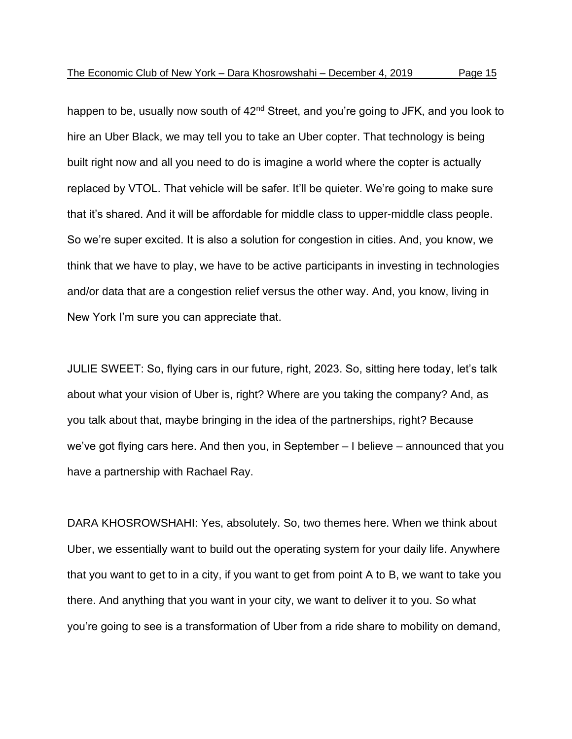happen to be, usually now south of 42nd Street, and you're going to JFK, and you look to hire an Uber Black, we may tell you to take an Uber copter. That technology is being built right now and all you need to do is imagine a world where the copter is actually replaced by VTOL. That vehicle will be safer. It'll be quieter. We're going to make sure that it's shared. And it will be affordable for middle class to upper-middle class people. So we're super excited. It is also a solution for congestion in cities. And, you know, we think that we have to play, we have to be active participants in investing in technologies and/or data that are a congestion relief versus the other way. And, you know, living in New York I'm sure you can appreciate that.

JULIE SWEET: So, flying cars in our future, right, 2023. So, sitting here today, let's talk about what your vision of Uber is, right? Where are you taking the company? And, as you talk about that, maybe bringing in the idea of the partnerships, right? Because we've got flying cars here. And then you, in September – I believe – announced that you have a partnership with Rachael Ray.

DARA KHOSROWSHAHI: Yes, absolutely. So, two themes here. When we think about Uber, we essentially want to build out the operating system for your daily life. Anywhere that you want to get to in a city, if you want to get from point A to B, we want to take you there. And anything that you want in your city, we want to deliver it to you. So what you're going to see is a transformation of Uber from a ride share to mobility on demand,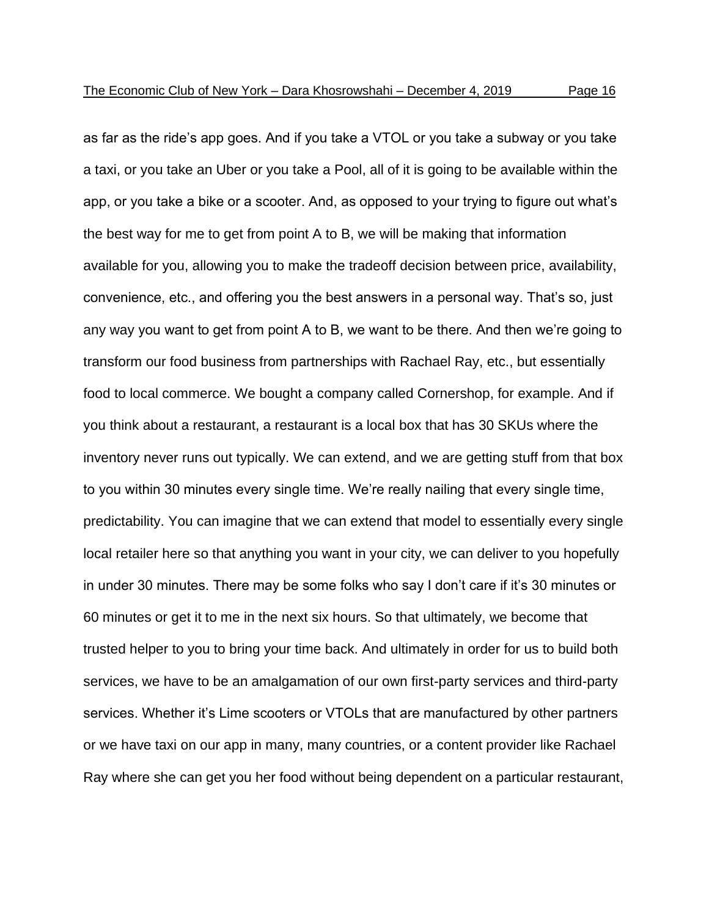as far as the ride's app goes. And if you take a VTOL or you take a subway or you take a taxi, or you take an Uber or you take a Pool, all of it is going to be available within the app, or you take a bike or a scooter. And, as opposed to your trying to figure out what's the best way for me to get from point A to B, we will be making that information available for you, allowing you to make the tradeoff decision between price, availability, convenience, etc., and offering you the best answers in a personal way. That's so, just any way you want to get from point A to B, we want to be there. And then we're going to transform our food business from partnerships with Rachael Ray, etc., but essentially food to local commerce. We bought a company called Cornershop, for example. And if you think about a restaurant, a restaurant is a local box that has 30 SKUs where the inventory never runs out typically. We can extend, and we are getting stuff from that box to you within 30 minutes every single time. We're really nailing that every single time, predictability. You can imagine that we can extend that model to essentially every single local retailer here so that anything you want in your city, we can deliver to you hopefully in under 30 minutes. There may be some folks who say I don't care if it's 30 minutes or 60 minutes or get it to me in the next six hours. So that ultimately, we become that trusted helper to you to bring your time back. And ultimately in order for us to build both services, we have to be an amalgamation of our own first-party services and third-party services. Whether it's Lime scooters or VTOLs that are manufactured by other partners or we have taxi on our app in many, many countries, or a content provider like Rachael Ray where she can get you her food without being dependent on a particular restaurant,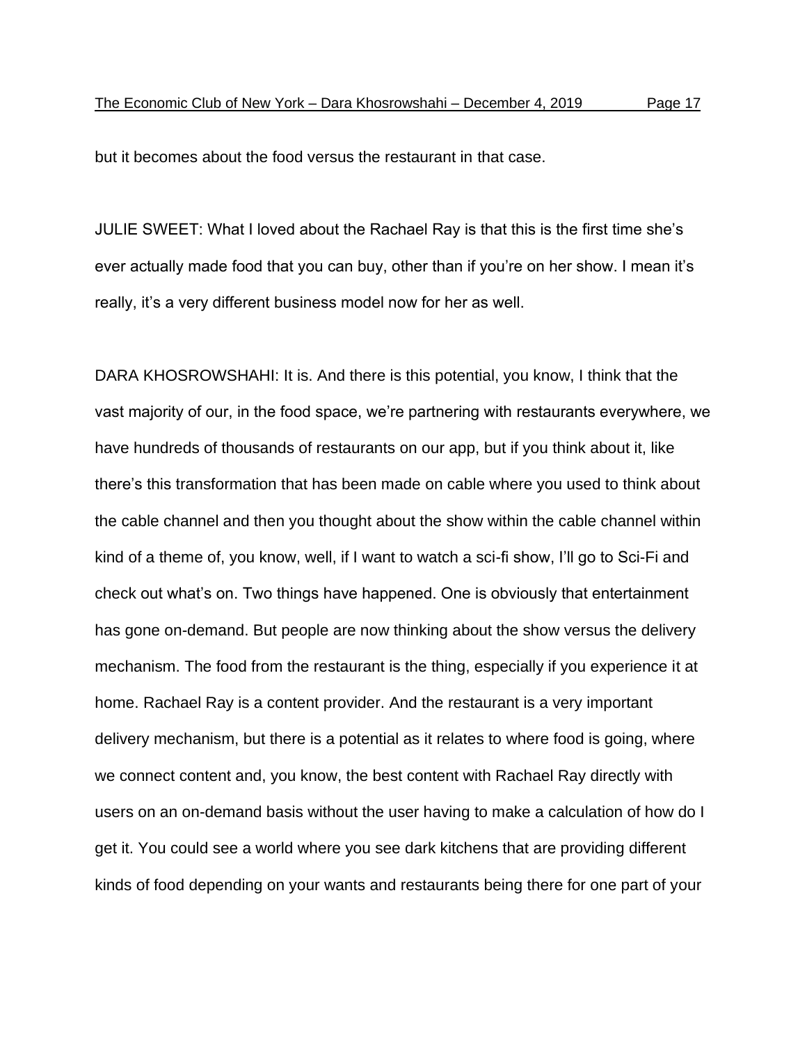but it becomes about the food versus the restaurant in that case.

JULIE SWEET: What I loved about the Rachael Ray is that this is the first time she's ever actually made food that you can buy, other than if you're on her show. I mean it's really, it's a very different business model now for her as well.

DARA KHOSROWSHAHI: It is. And there is this potential, you know, I think that the vast majority of our, in the food space, we're partnering with restaurants everywhere, we have hundreds of thousands of restaurants on our app, but if you think about it, like there's this transformation that has been made on cable where you used to think about the cable channel and then you thought about the show within the cable channel within kind of a theme of, you know, well, if I want to watch a sci-fi show, I'll go to Sci-Fi and check out what's on. Two things have happened. One is obviously that entertainment has gone on-demand. But people are now thinking about the show versus the delivery mechanism. The food from the restaurant is the thing, especially if you experience it at home. Rachael Ray is a content provider. And the restaurant is a very important delivery mechanism, but there is a potential as it relates to where food is going, where we connect content and, you know, the best content with Rachael Ray directly with users on an on-demand basis without the user having to make a calculation of how do I get it. You could see a world where you see dark kitchens that are providing different kinds of food depending on your wants and restaurants being there for one part of your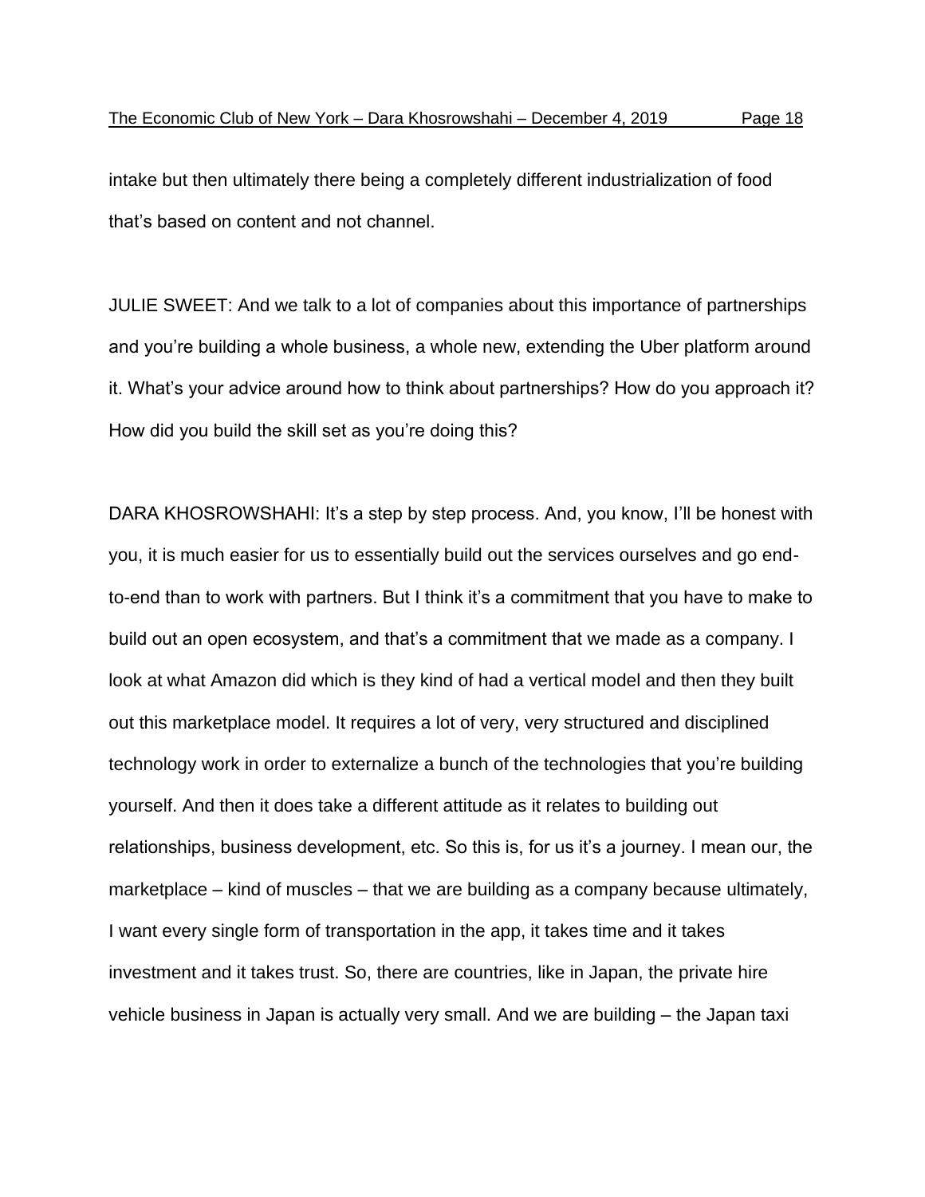intake but then ultimately there being a completely different industrialization of food that's based on content and not channel.

JULIE SWEET: And we talk to a lot of companies about this importance of partnerships and you're building a whole business, a whole new, extending the Uber platform around it. What's your advice around how to think about partnerships? How do you approach it? How did you build the skill set as you're doing this?

DARA KHOSROWSHAHI: It's a step by step process. And, you know, I'll be honest with you, it is much easier for us to essentially build out the services ourselves and go end-to-end than to work with partners. But I think it's a commitment that you have to make to build out an open ecosystem, and that's a commitment that we made as a company. I look at what Amazon did which is they kind of had a vertical model and then they built out this marketplace model. It requires a lot of very, very structured and disciplined technology work in order to externalize a bunch of the technologies that you're building yourself. And then it does take a different attitude as it relates to building out relationships, business development, etc. So this is, for us it's a journey. I mean our, the marketplace – kind of muscles – that we are building as a company because ultimately, I want every single form of transportation in the app, it takes time and it takes investment and it takes trust. So, there are countries, like in Japan, the private hire vehicle business in Japan is actually very small. And we are building – the Japan taxi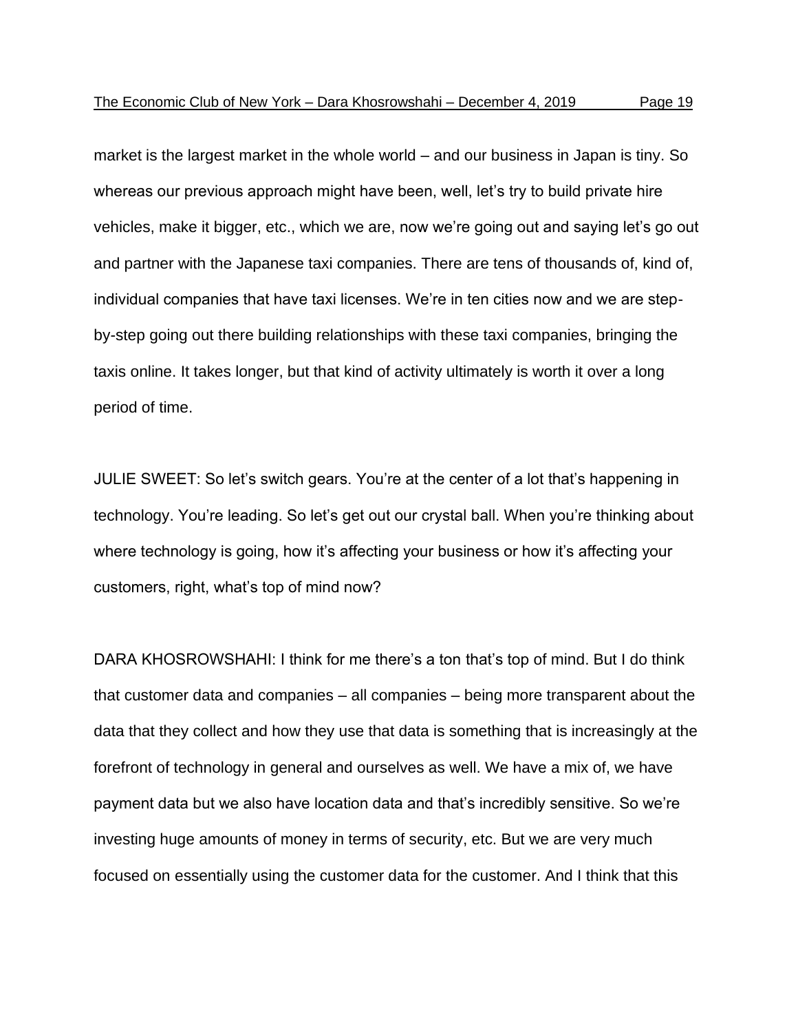market is the largest market in the whole world – and our business in Japan is tiny. So whereas our previous approach might have been, well, let's try to build private hire vehicles, make it bigger, etc., which we are, now we're going out and saying let's go out and partner with the Japanese taxi companies. There are tens of thousands of, kind of, individual companies that have taxi licenses. We're in ten cities now and we are step-by-step going out there building relationships with these taxi companies, bringing the taxis online. It takes longer, but that kind of activity ultimately is worth it over a long period of time.

JULIE SWEET: So let's switch gears. You're at the center of a lot that's happening in technology. You're leading. So let's get out our crystal ball. When you're thinking about where technology is going, how it's affecting your business or how it's affecting your customers, right, what's top of mind now?

DARA KHOSROWSHAHI: I think for me there's a ton that's top of mind. But I do think that customer data and companies – all companies – being more transparent about the data that they collect and how they use that data is something that is increasingly at the forefront of technology in general and ourselves as well. We have a mix of, we have payment data but we also have location data and that's incredibly sensitive. So we're investing huge amounts of money in terms of security, etc. But we are very much focused on essentially using the customer data for the customer. And I think that this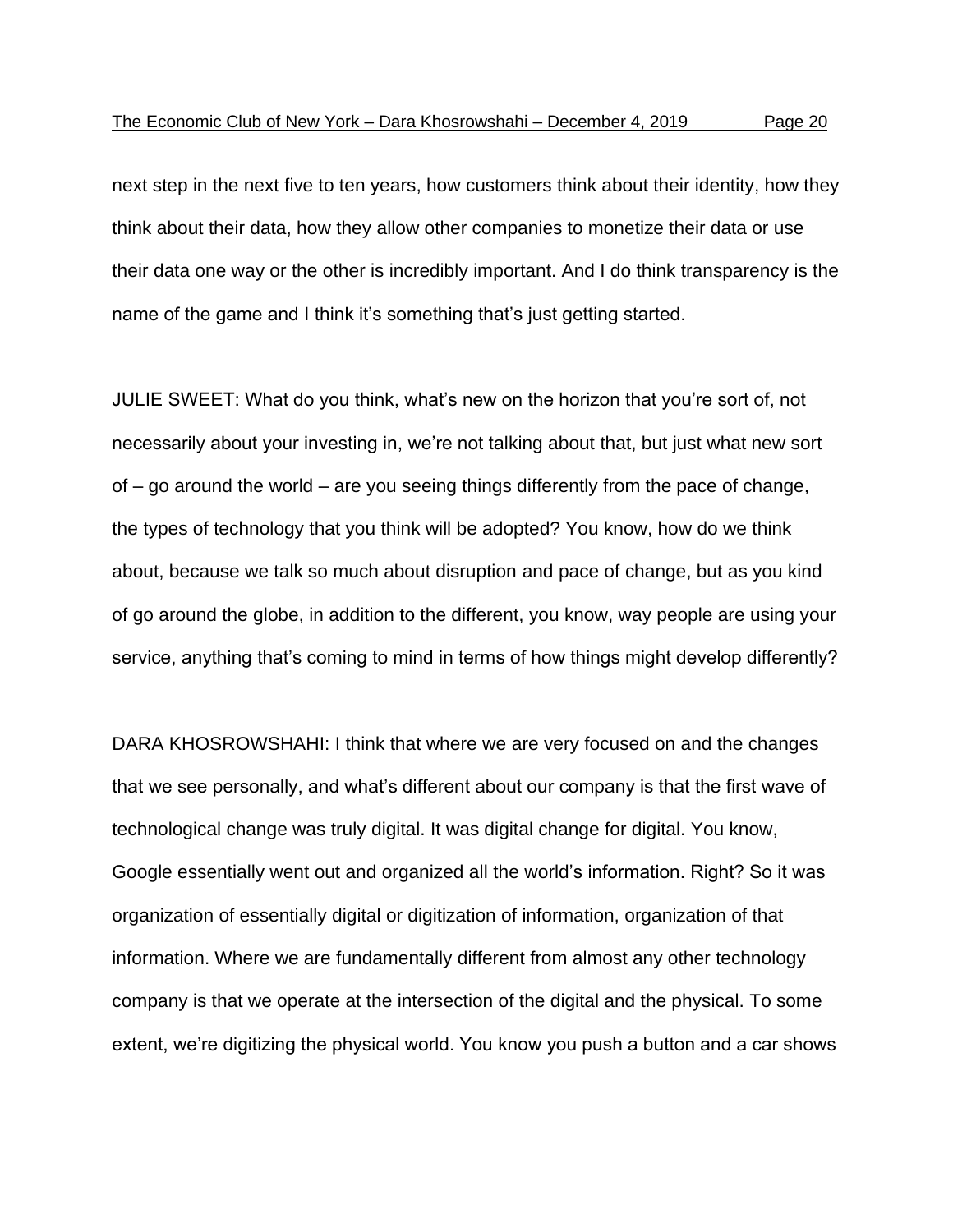next step in the next five to ten years, how customers think about their identity, how they think about their data, how they allow other companies to monetize their data or use their data one way or the other is incredibly important. And I do think transparency is the name of the game and I think it's something that's just getting started.

JULIE SWEET: What do you think, what's new on the horizon that you're sort of, not necessarily about your investing in, we're not talking about that, but just what new sort of – go around the world – are you seeing things differently from the pace of change, the types of technology that you think will be adopted? You know, how do we think about, because we talk so much about disruption and pace of change, but as you kind of go around the globe, in addition to the different, you know, way people are using your service, anything that's coming to mind in terms of how things might develop differently?

DARA KHOSROWSHAHI: I think that where we are very focused on and the changes that we see personally, and what's different about our company is that the first wave of technological change was truly digital. It was digital change for digital. You know, Google essentially went out and organized all the world's information. Right? So it was organization of essentially digital or digitization of information, organization of that information. Where we are fundamentally different from almost any other technology company is that we operate at the intersection of the digital and the physical. To some extent, we're digitizing the physical world. You know you push a button and a car shows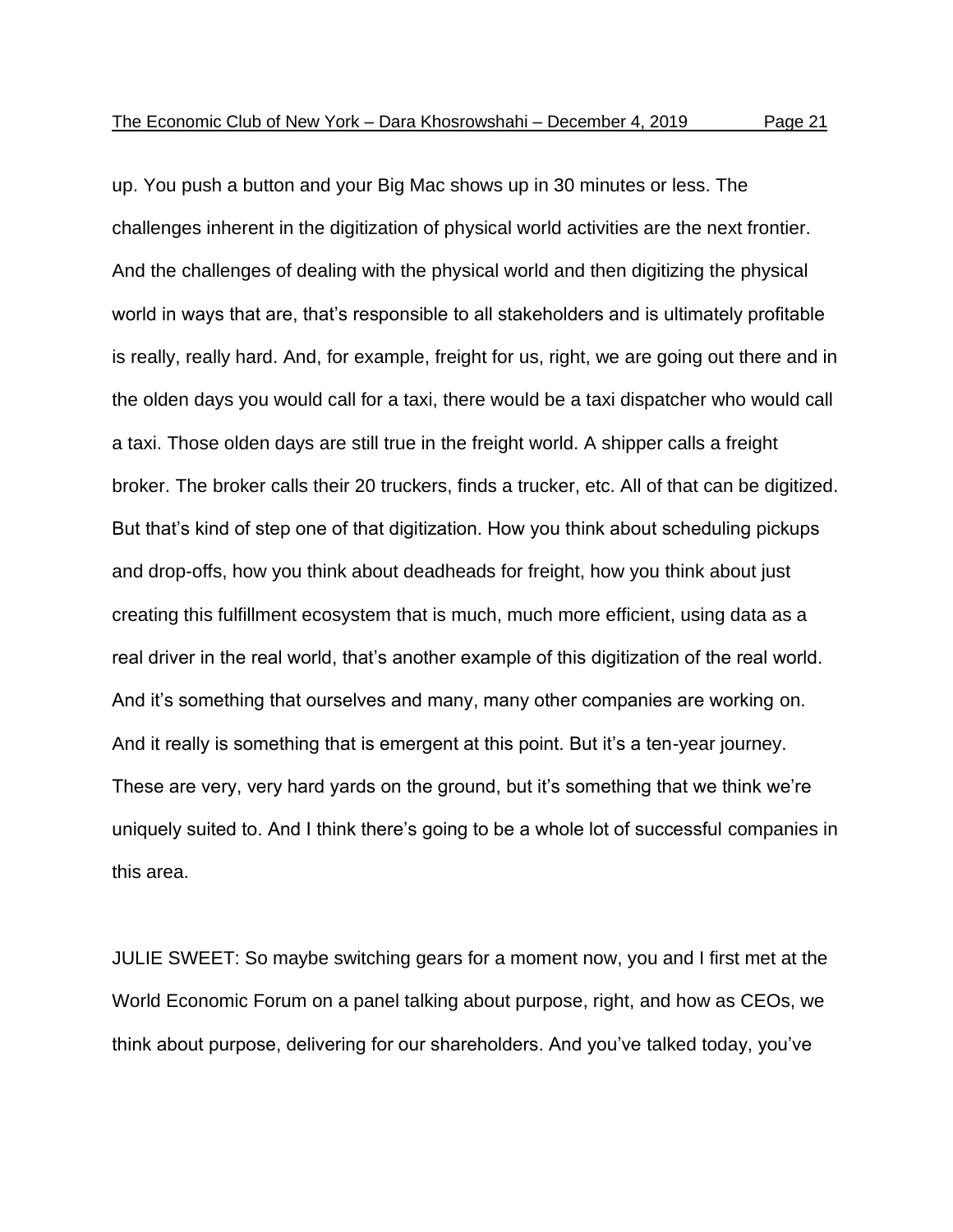up. You push a button and your Big Mac shows up in 30 minutes or less. The challenges inherent in the digitization of physical world activities are the next frontier. And the challenges of dealing with the physical world and then digitizing the physical world in ways that are, that's responsible to all stakeholders and is ultimately profitable is really, really hard. And, for example, freight for us, right, we are going out there and in the olden days you would call for a taxi, there would be a taxi dispatcher who would call a taxi. Those olden days are still true in the freight world. A shipper calls a freight broker. The broker calls their 20 truckers, finds a trucker, etc. All of that can be digitized. But that's kind of step one of that digitization. How you think about scheduling pickups and drop-offs, how you think about deadheads for freight, how you think about just creating this fulfillment ecosystem that is much, much more efficient, using data as a real driver in the real world, that's another example of this digitization of the real world. And it's something that ourselves and many, many other companies are working on. And it really is something that is emergent at this point. But it's a ten-year journey. These are very, very hard yards on the ground, but it's something that we think we're uniquely suited to. And I think there's going to be a whole lot of successful companies in this area.

JULIE SWEET: So maybe switching gears for a moment now, you and I first met at the World Economic Forum on a panel talking about purpose, right, and how as CEOs, we think about purpose, delivering for our shareholders. And you've talked today, you've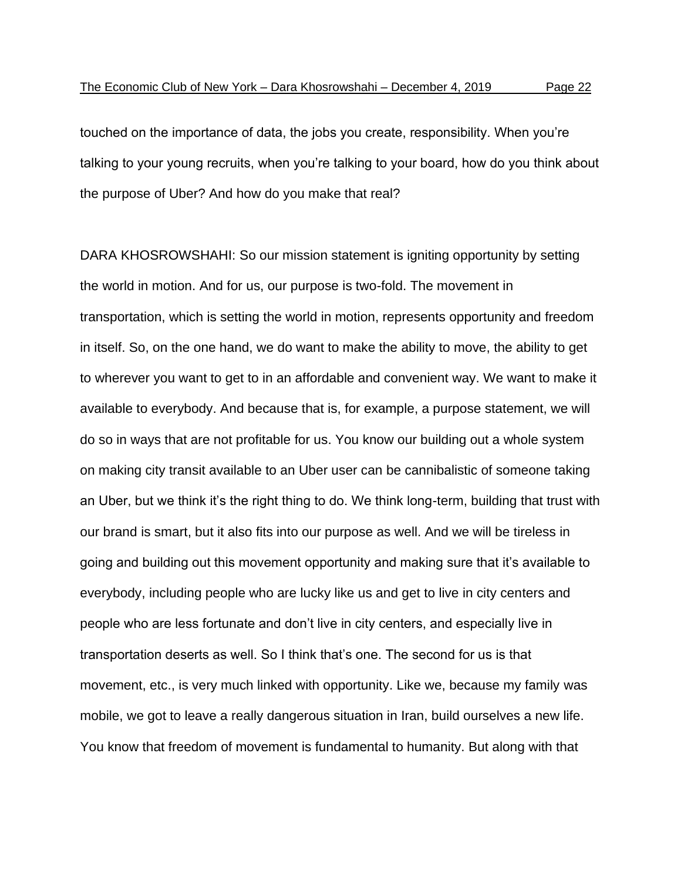touched on the importance of data, the jobs you create, responsibility. When you're talking to your young recruits, when you're talking to your board, how do you think about the purpose of Uber? And how do you make that real?

DARA KHOSROWSHAHI: So our mission statement is igniting opportunity by setting the world in motion. And for us, our purpose is two-fold. The movement in transportation, which is setting the world in motion, represents opportunity and freedom in itself. So, on the one hand, we do want to make the ability to move, the ability to get to wherever you want to get to in an affordable and convenient way. We want to make it available to everybody. And because that is, for example, a purpose statement, we will do so in ways that are not profitable for us. You know our building out a whole system on making city transit available to an Uber user can be cannibalistic of someone taking an Uber, but we think it's the right thing to do. We think long-term, building that trust with our brand is smart, but it also fits into our purpose as well. And we will be tireless in going and building out this movement opportunity and making sure that it's available to everybody, including people who are lucky like us and get to live in city centers and people who are less fortunate and don't live in city centers, and especially live in transportation deserts as well. So I think that's one. The second for us is that movement, etc., is very much linked with opportunity. Like we, because my family was mobile, we got to leave a really dangerous situation in Iran, build ourselves a new life. You know that freedom of movement is fundamental to humanity. But along with that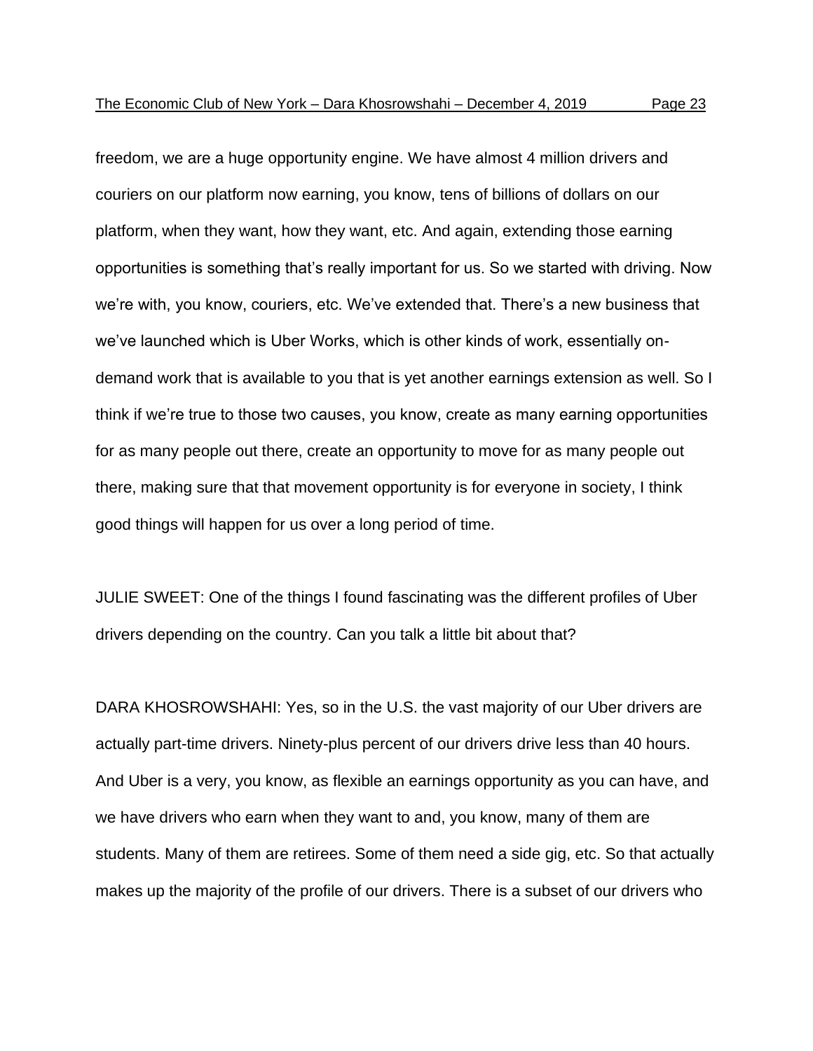freedom, we are a huge opportunity engine. We have almost 4 million drivers and couriers on our platform now earning, you know, tens of billions of dollars on our platform, when they want, how they want, etc. And again, extending those earning opportunities is something that's really important for us. So we started with driving. Now we're with, you know, couriers, etc. We've extended that. There's a new business that we've launched which is Uber Works, which is other kinds of work, essentially on-demand work that is available to you that is yet another earnings extension as well. So I think if we're true to those two causes, you know, create as many earning opportunities for as many people out there, create an opportunity to move for as many people out there, making sure that that movement opportunity is for everyone in society, I think good things will happen for us over a long period of time.

JULIE SWEET: One of the things I found fascinating was the different profiles of Uber drivers depending on the country. Can you talk a little bit about that?

DARA KHOSROWSHAHI: Yes, so in the U.S. the vast majority of our Uber drivers are actually part-time drivers. Ninety-plus percent of our drivers drive less than 40 hours. And Uber is a very, you know, as flexible an earnings opportunity as you can have, and we have drivers who earn when they want to and, you know, many of them are students. Many of them are retirees. Some of them need a side gig, etc. So that actually makes up the majority of the profile of our drivers. There is a subset of our drivers who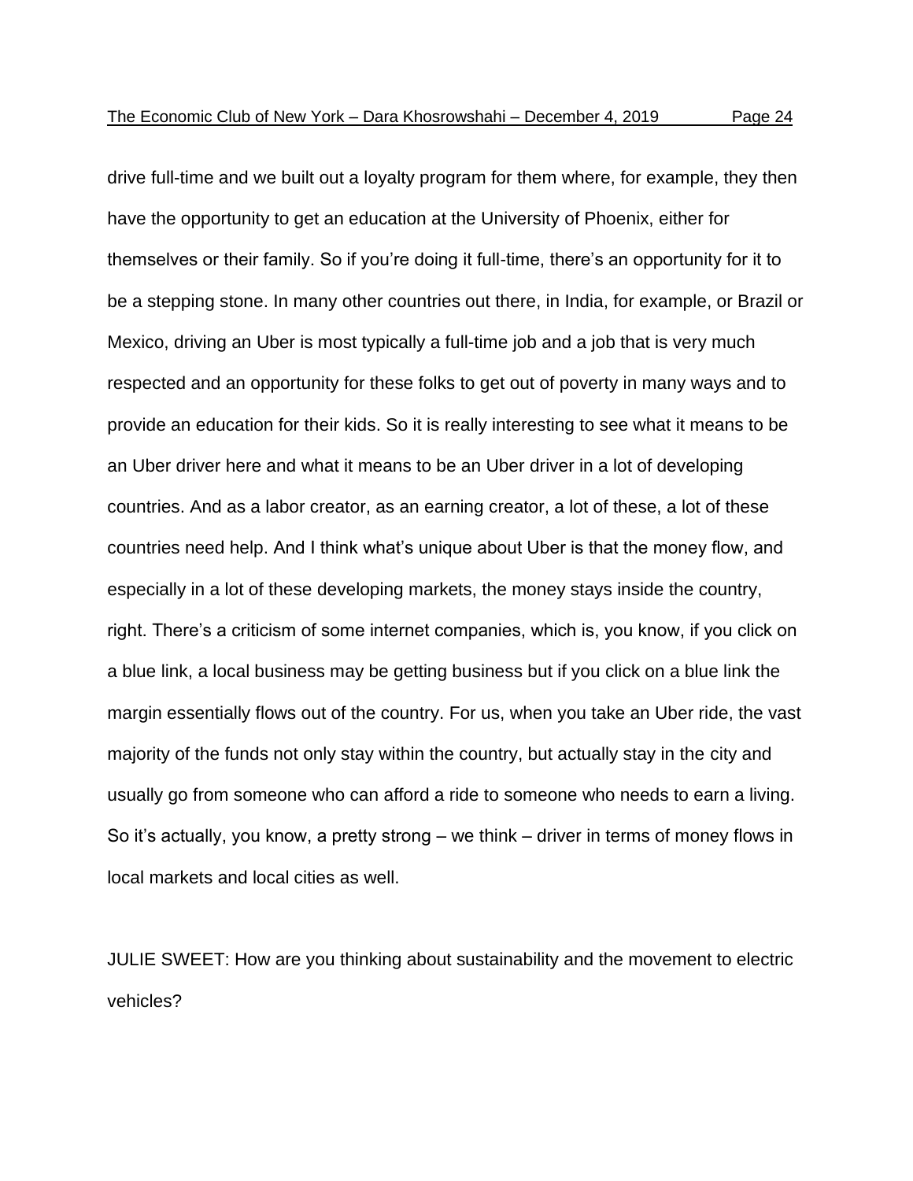drive full-time and we built out a loyalty program for them where, for example, they then have the opportunity to get an education at the University of Phoenix, either for themselves or their family. So if you're doing it full-time, there's an opportunity for it to be a stepping stone. In many other countries out there, in India, for example, or Brazil or Mexico, driving an Uber is most typically a full-time job and a job that is very much respected and an opportunity for these folks to get out of poverty in many ways and to provide an education for their kids. So it is really interesting to see what it means to be an Uber driver here and what it means to be an Uber driver in a lot of developing countries. And as a labor creator, as an earning creator, a lot of these, a lot of these countries need help. And I think what's unique about Uber is that the money flow, and especially in a lot of these developing markets, the money stays inside the country, right. There's a criticism of some internet companies, which is, you know, if you click on a blue link, a local business may be getting business but if you click on a blue link the margin essentially flows out of the country. For us, when you take an Uber ride, the vast majority of the funds not only stay within the country, but actually stay in the city and usually go from someone who can afford a ride to someone who needs to earn a living. So it's actually, you know, a pretty strong – we think – driver in terms of money flows in local markets and local cities as well.

JULIE SWEET: How are you thinking about sustainability and the movement to electric vehicles?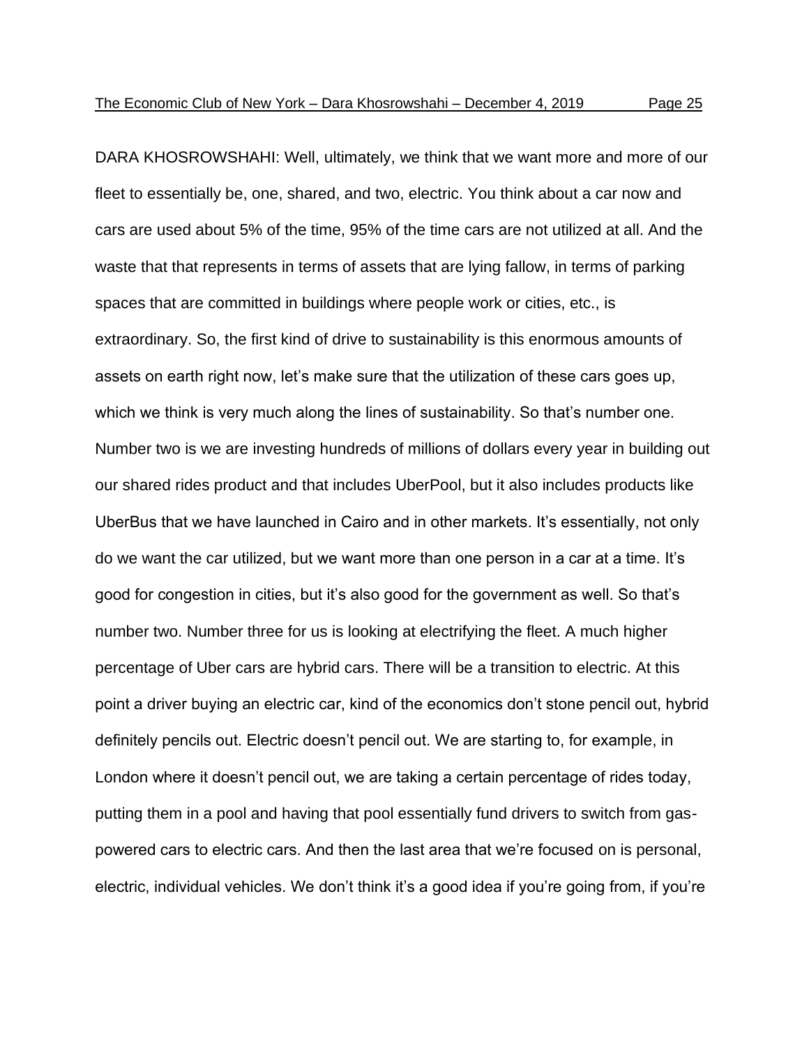DARA KHOSROWSHAHI: Well, ultimately, we think that we want more and more of our fleet to essentially be, one, shared, and two, electric. You think about a car now and cars are used about 5% of the time, 95% of the time cars are not utilized at all. And the waste that that represents in terms of assets that are lying fallow, in terms of parking spaces that are committed in buildings where people work or cities, etc., is extraordinary. So, the first kind of drive to sustainability is this enormous amounts of assets on earth right now, let's make sure that the utilization of these cars goes up, which we think is very much along the lines of sustainability. So that's number one. Number two is we are investing hundreds of millions of dollars every year in building out our shared rides product and that includes UberPool, but it also includes products like UberBus that we have launched in Cairo and in other markets. It's essentially, not only do we want the car utilized, but we want more than one person in a car at a time. It's good for congestion in cities, but it's also good for the government as well. So that's number two. Number three for us is looking at electrifying the fleet. A much higher percentage of Uber cars are hybrid cars. There will be a transition to electric. At this point a driver buying an electric car, kind of the economics don't stone pencil out, hybrid definitely pencils out. Electric doesn't pencil out. We are starting to, for example, in London where it doesn't pencil out, we are taking a certain percentage of rides today, putting them in a pool and having that pool essentially fund drivers to switch from gas-powered cars to electric cars. And then the last area that we're focused on is personal, electric, individual vehicles. We don't think it's a good idea if you're going from, if you're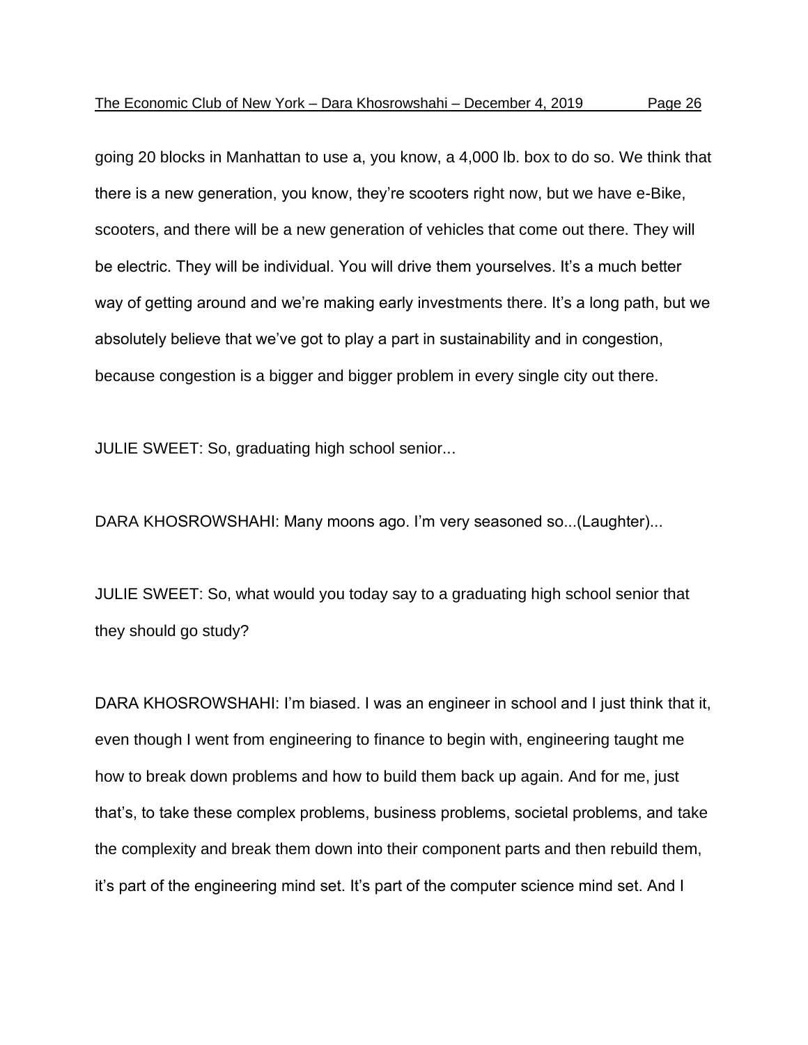going 20 blocks in Manhattan to use a, you know, a 4,000 lb. box to do so. We think that there is a new generation, you know, they're scooters right now, but we have e-Bike, scooters, and there will be a new generation of vehicles that come out there. They will be electric. They will be individual. You will drive them yourselves. It's a much better way of getting around and we're making early investments there. It's a long path, but we absolutely believe that we've got to play a part in sustainability and in congestion, because congestion is a bigger and bigger problem in every single city out there.

JULIE SWEET: So, graduating high school senior...

DARA KHOSROWSHAHI: Many moons ago. I'm very seasoned so...(Laughter)...

JULIE SWEET: So, what would you today say to a graduating high school senior that they should go study?

DARA KHOSROWSHAHI: I'm biased. I was an engineer in school and I just think that it, even though I went from engineering to finance to begin with, engineering taught me how to break down problems and how to build them back up again. And for me, just that's, to take these complex problems, business problems, societal problems, and take the complexity and break them down into their component parts and then rebuild them, it's part of the engineering mind set. It's part of the computer science mind set. And I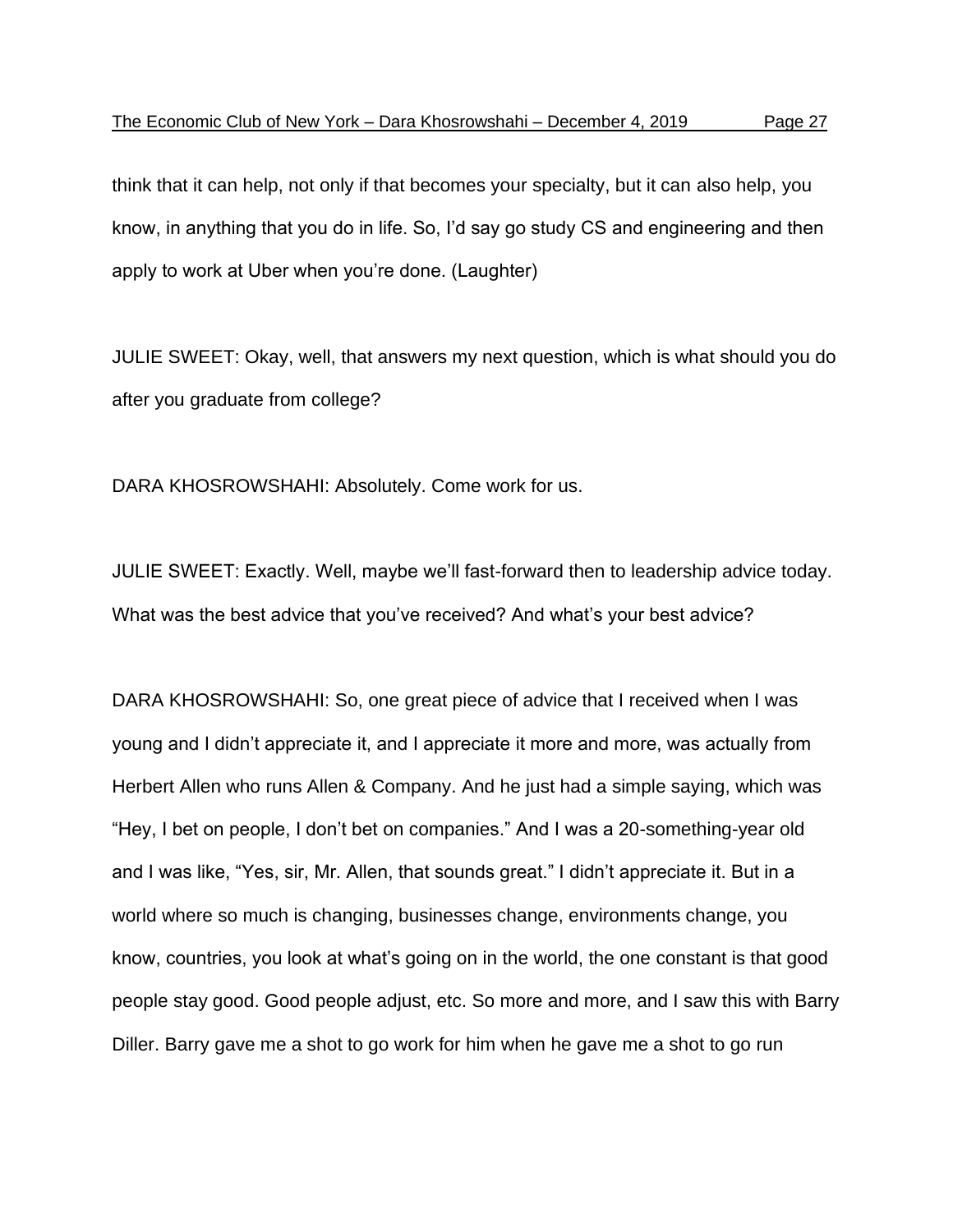think that it can help, not only if that becomes your specialty, but it can also help, you know, in anything that you do in life. So, I'd say go study CS and engineering and then apply to work at Uber when you're done. (Laughter)

JULIE SWEET: Okay, well, that answers my next question, which is what should you do after you graduate from college?

DARA KHOSROWSHAHI: Absolutely. Come work for us.

JULIE SWEET: Exactly. Well, maybe we'll fast-forward then to leadership advice today. What was the best advice that you've received? And what's your best advice?

DARA KHOSROWSHAHI: So, one great piece of advice that I received when I was young and I didn't appreciate it, and I appreciate it more and more, was actually from Herbert Allen who runs Allen & Company. And he just had a simple saying, which was "Hey, I bet on people, I don't bet on companies." And I was a 20-something-year old and I was like, "Yes, sir, Mr. Allen, that sounds great." I didn't appreciate it. But in a world where so much is changing, businesses change, environments change, you know, countries, you look at what's going on in the world, the one constant is that good people stay good. Good people adjust, etc. So more and more, and I saw this with Barry Diller. Barry gave me a shot to go work for him when he gave me a shot to go run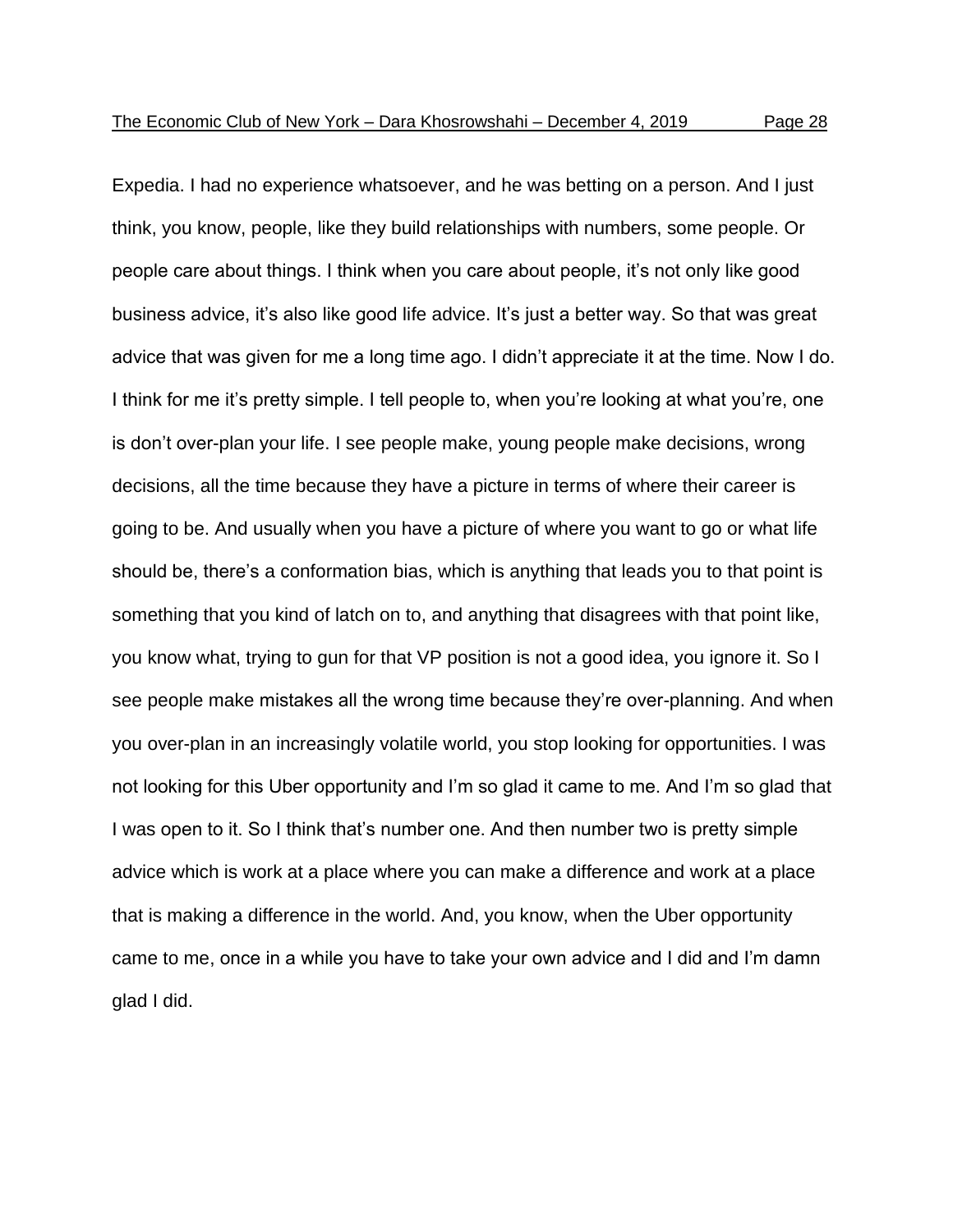Expedia. I had no experience whatsoever, and he was betting on a person. And I just think, you know, people, like they build relationships with numbers, some people. Or people care about things. I think when you care about people, it's not only like good business advice, it's also like good life advice. It's just a better way. So that was great advice that was given for me a long time ago. I didn't appreciate it at the time. Now I do. I think for me it's pretty simple. I tell people to, when you're looking at what you're, one is don't over-plan your life. I see people make, young people make decisions, wrong decisions, all the time because they have a picture in terms of where their career is going to be. And usually when you have a picture of where you want to go or what life should be, there's a conformation bias, which is anything that leads you to that point is something that you kind of latch on to, and anything that disagrees with that point like, you know what, trying to gun for that VP position is not a good idea, you ignore it. So I see people make mistakes all the wrong time because they're over-planning. And when you over-plan in an increasingly volatile world, you stop looking for opportunities. I was not looking for this Uber opportunity and I'm so glad it came to me. And I'm so glad that I was open to it. So I think that's number one. And then number two is pretty simple advice which is work at a place where you can make a difference and work at a place that is making a difference in the world. And, you know, when the Uber opportunity came to me, once in a while you have to take your own advice and I did and I'm damn glad I did.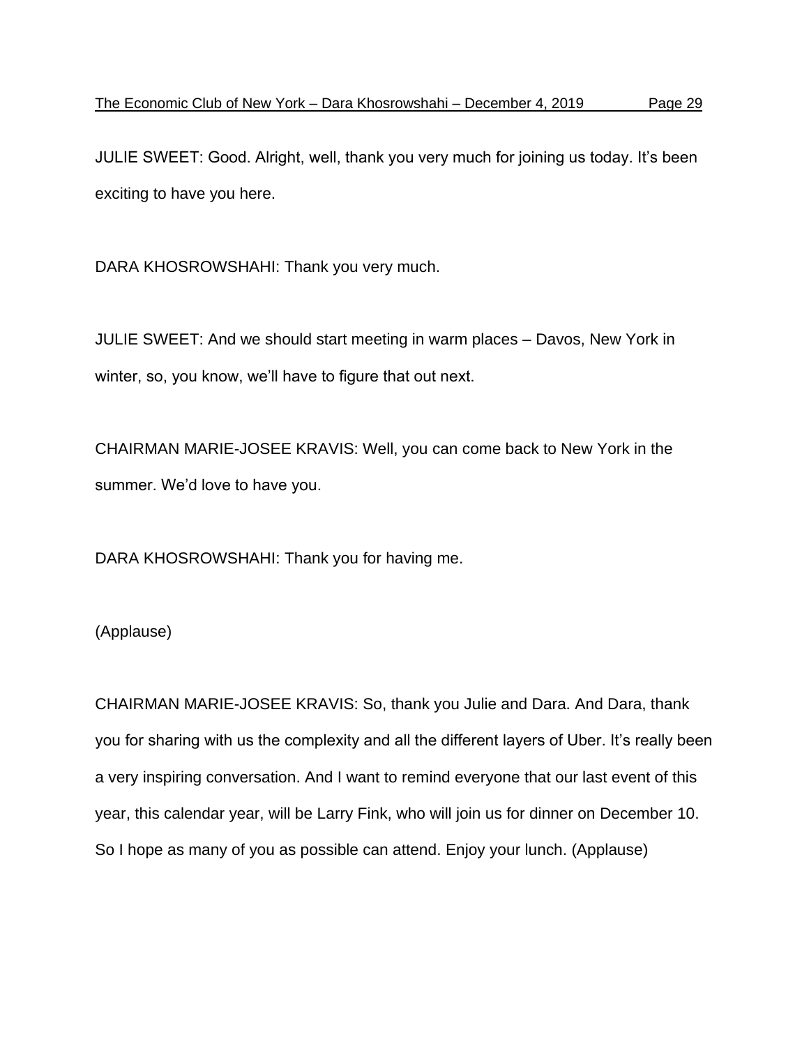JULIE SWEET: Good. Alright, well, thank you very much for joining us today. It's been exciting to have you here.

DARA KHOSROWSHAHI: Thank you very much.

JULIE SWEET: And we should start meeting in warm places – Davos, New York in winter, so, you know, we'll have to figure that out next.

CHAIRMAN MARIE-JOSEE KRAVIS: Well, you can come back to New York in the summer. We'd love to have you.

DARA KHOSROWSHAHI: Thank you for having me.

(Applause)

CHAIRMAN MARIE-JOSEE KRAVIS: So, thank you Julie and Dara. And Dara, thank you for sharing with us the complexity and all the different layers of Uber. It's really been a very inspiring conversation. And I want to remind everyone that our last event of this year, this calendar year, will be Larry Fink, who will join us for dinner on December 10. So I hope as many of you as possible can attend. Enjoy your lunch. (Applause)